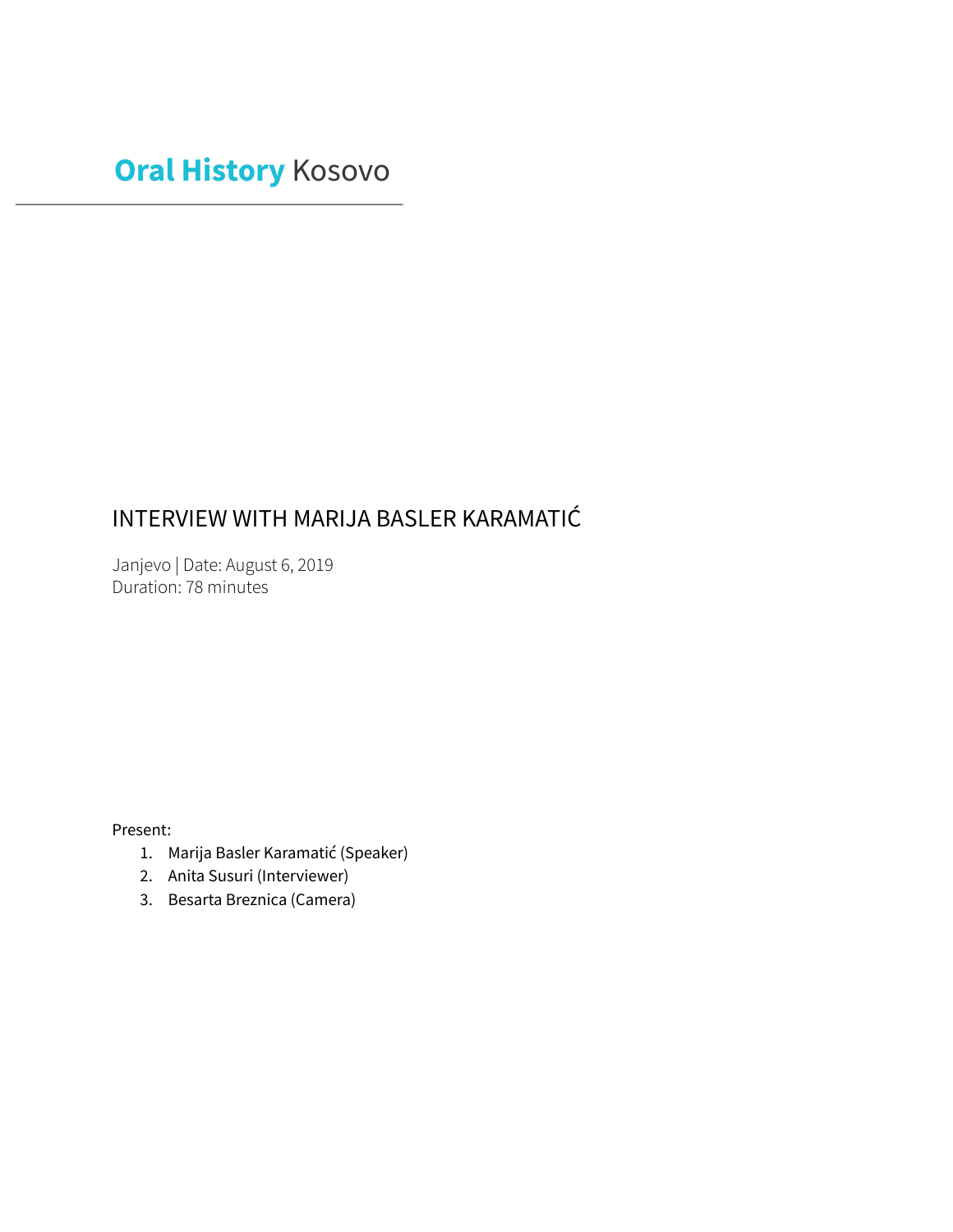**Oral History** Kosovo

---

# INTERVIEW WITH MARIJA BASLER KARAMATIĆ

Janjevo | Date: August 6, 2019
Duration: 78 minutes

Present:

1. Marija Basler Karamatić (Speaker)
2. Anita Susuri (Interviewer)
3. Besarta Breznica (Camera)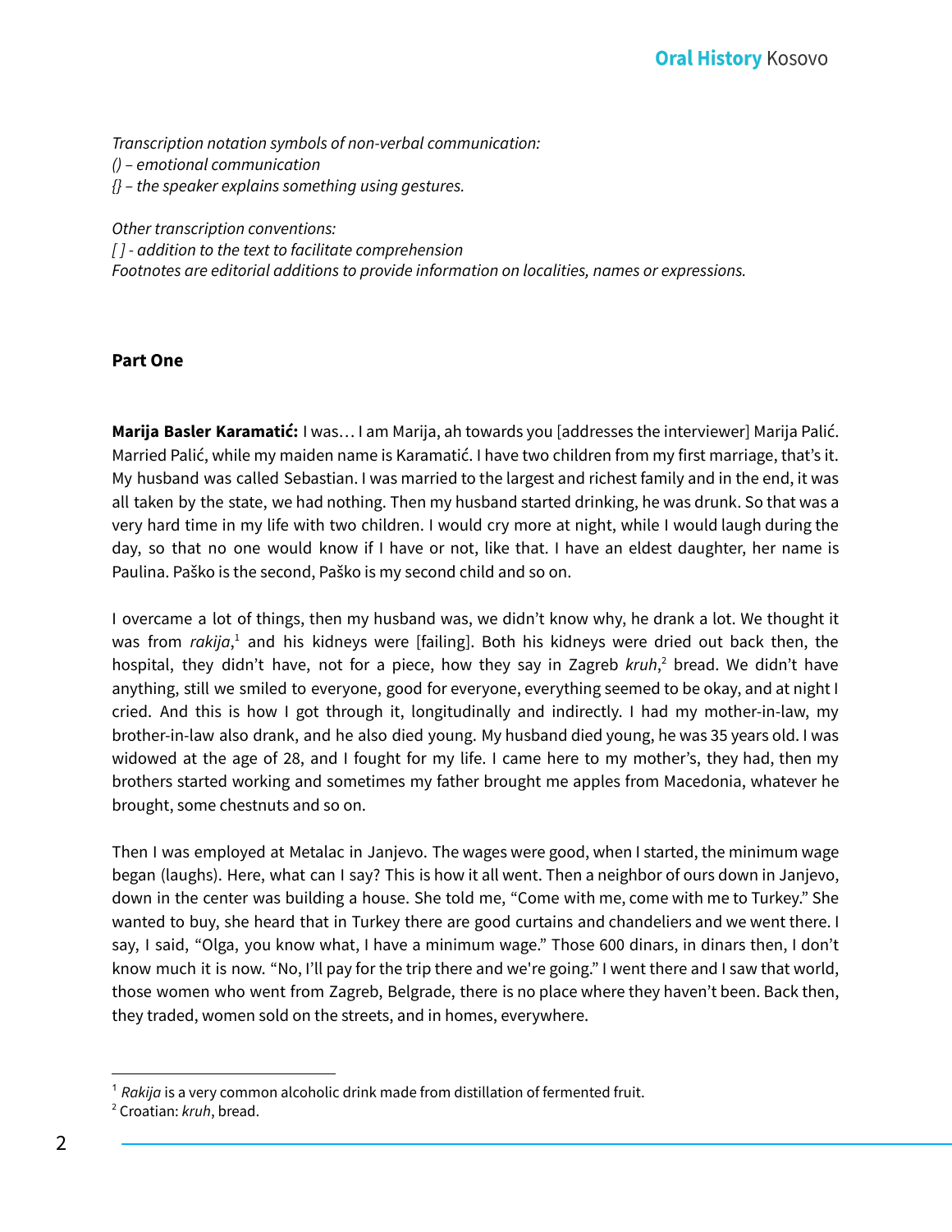*Transcription notation symbols of non-verbal communication:*
*() – emotional communication*
*{} – the speaker explains something using gestures.*

*Other transcription conventions:*
*[ ] - addition to the text to facilitate comprehension*
*Footnotes are editorial additions to provide information on localities, names or expressions.*

**Part One**

**Marija Basler Karamatić:** I was… I am Marija, ah towards you [addresses the interviewer] Marija Palić. Married Palić, while my maiden name is Karamatić. I have two children from my first marriage, that's it. My husband was called Sebastian. I was married to the largest and richest family and in the end, it was all taken by the state, we had nothing. Then my husband started drinking, he was drunk. So that was a very hard time in my life with two children. I would cry more at night, while I would laugh during the day, so that no one would know if I have or not, like that. I have an eldest daughter, her name is Paulina. Paško is the second, Paško is my second child and so on.

I overcame a lot of things, then my husband was, we didn't know why, he drank a lot. We thought it was from *rakija*,[1] and his kidneys were [failing]. Both his kidneys were dried out back then, the hospital, they didn't have, not for a piece, how they say in Zagreb *kruh*,[2] bread. We didn't have anything, still we smiled to everyone, good for everyone, everything seemed to be okay, and at night I cried. And this is how I got through it, longitudinally and indirectly. I had my mother-in-law, my brother-in-law also drank, and he also died young. My husband died young, he was 35 years old. I was widowed at the age of 28, and I fought for my life. I came here to my mother's, they had, then my brothers started working and sometimes my father brought me apples from Macedonia, whatever he brought, some chestnuts and so on.

Then I was employed at Metalac in Janjevo. The wages were good, when I started, the minimum wage began (laughs). Here, what can I say? This is how it all went. Then a neighbor of ours down in Janjevo, down in the center was building a house. She told me, "Come with me, come with me to Turkey." She wanted to buy, she heard that in Turkey there are good curtains and chandeliers and we went there. I say, I said, "Olga, you know what, I have a minimum wage." Those 600 dinars, in dinars then, I don't know much it is now. "No, I'll pay for the trip there and we're going." I went there and I saw that world, those women who went from Zagreb, Belgrade, there is no place where they haven't been. Back then, they traded, women sold on the streets, and in homes, everywhere.

[1] *Rakija* is a very common alcoholic drink made from distillation of fermented fruit.
[2] Croatian: *kruh*, bread.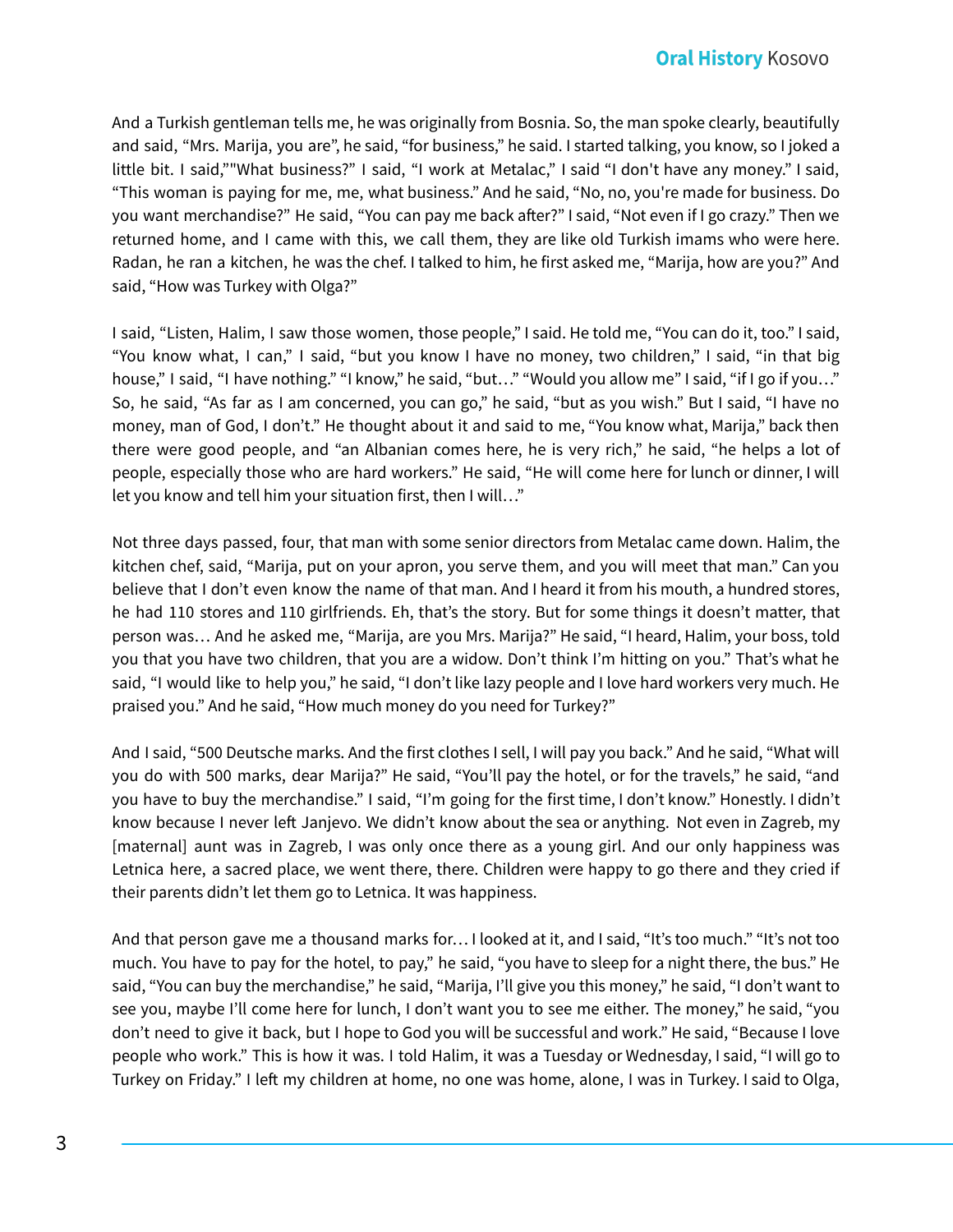And a Turkish gentleman tells me, he was originally from Bosnia. So, the man spoke clearly, beautifully and said, "Mrs. Marija, you are", he said, "for business," he said. I started talking, you know, so I joked a little bit. I said,""What business?" I said, "I work at Metalac," I said "I don't have any money." I said, "This woman is paying for me, me, what business." And he said, "No, no, you're made for business. Do you want merchandise?" He said, "You can pay me back after?" I said, "Not even if I go crazy." Then we returned home, and I came with this, we call them, they are like old Turkish imams who were here. Radan, he ran a kitchen, he was the chef. I talked to him, he first asked me, "Marija, how are you?" And said, "How was Turkey with Olga?"

I said, "Listen, Halim, I saw those women, those people," I said. He told me, "You can do it, too." I said, "You know what, I can," I said, "but you know I have no money, two children," I said, "in that big house," I said, "I have nothing." "I know," he said, "but…" "Would you allow me" I said, "if I go if you…" So, he said, "As far as I am concerned, you can go," he said, "but as you wish." But I said, "I have no money, man of God, I don't." He thought about it and said to me, "You know what, Marija," back then there were good people, and "an Albanian comes here, he is very rich," he said, "he helps a lot of people, especially those who are hard workers." He said, "He will come here for lunch or dinner, I will let you know and tell him your situation first, then I will…"

Not three days passed, four, that man with some senior directors from Metalac came down. Halim, the kitchen chef, said, "Marija, put on your apron, you serve them, and you will meet that man." Can you believe that I don't even know the name of that man. And I heard it from his mouth, a hundred stores, he had 110 stores and 110 girlfriends. Eh, that's the story. But for some things it doesn't matter, that person was… And he asked me, "Marija, are you Mrs. Marija?" He said, "I heard, Halim, your boss, told you that you have two children, that you are a widow. Don't think I'm hitting on you." That's what he said, "I would like to help you," he said, "I don't like lazy people and I love hard workers very much. He praised you." And he said, "How much money do you need for Turkey?"

And I said, "500 Deutsche marks. And the first clothes I sell, I will pay you back." And he said, "What will you do with 500 marks, dear Marija?" He said, "You'll pay the hotel, or for the travels," he said, "and you have to buy the merchandise." I said, "I'm going for the first time, I don't know." Honestly. I didn't know because I never left Janjevo. We didn't know about the sea or anything. Not even in Zagreb, my [maternal] aunt was in Zagreb, I was only once there as a young girl. And our only happiness was Letnica here, a sacred place, we went there, there. Children were happy to go there and they cried if their parents didn't let them go to Letnica. It was happiness.

And that person gave me a thousand marks for… I looked at it, and I said, "It's too much." "It's not too much. You have to pay for the hotel, to pay," he said, "you have to sleep for a night there, the bus." He said, "You can buy the merchandise," he said, "Marija, I'll give you this money," he said, "I don't want to see you, maybe I'll come here for lunch, I don't want you to see me either. The money," he said, "you don't need to give it back, but I hope to God you will be successful and work." He said, "Because I love people who work." This is how it was. I told Halim, it was a Tuesday or Wednesday, I said, "I will go to Turkey on Friday." I left my children at home, no one was home, alone, I was in Turkey. I said to Olga,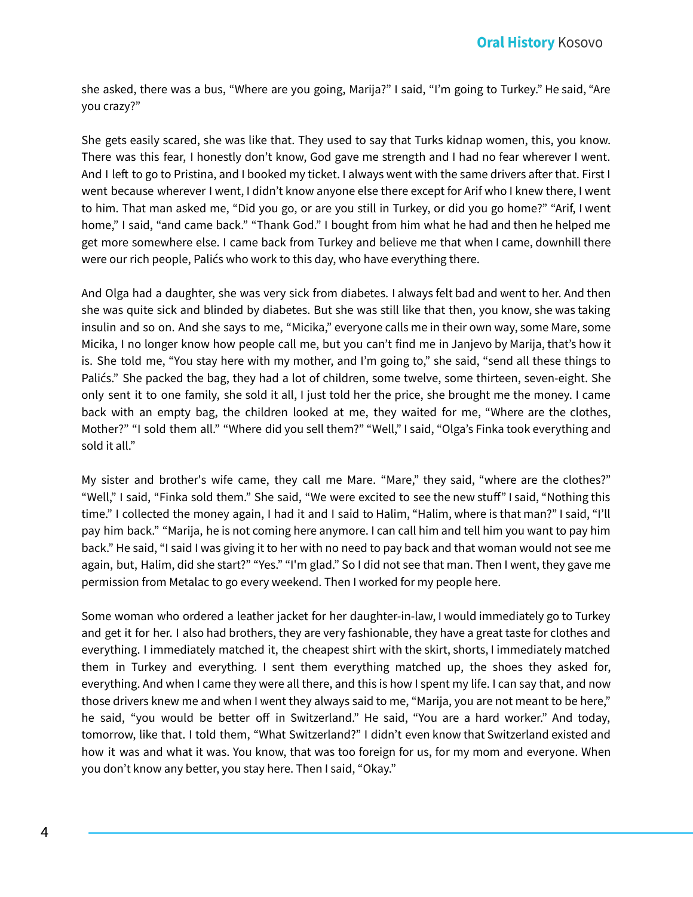she asked, there was a bus, “Where are you going, Marija?” I said, “I’m going to Turkey.” He said, “Are you crazy?”

She gets easily scared, she was like that. They used to say that Turks kidnap women, this, you know. There was this fear, I honestly don’t know, God gave me strength and I had no fear wherever I went. And I left to go to Pristina, and I booked my ticket. I always went with the same drivers after that. First I went because wherever I went, I didn’t know anyone else there except for Arif who I knew there, I went to him. That man asked me, “Did you go, or are you still in Turkey, or did you go home?” “Arif, I went home,” I said, “and came back.” “Thank God.” I bought from him what he had and then he helped me get more somewhere else. I came back from Turkey and believe me that when I came, downhill there were our rich people, Palićs who work to this day, who have everything there.

And Olga had a daughter, she was very sick from diabetes. I always felt bad and went to her. And then she was quite sick and blinded by diabetes. But she was still like that then, you know, she was taking insulin and so on. And she says to me, “Micika,” everyone calls me in their own way, some Mare, some Micika, I no longer know how people call me, but you can’t find me in Janjevo by Marija, that’s how it is. She told me, “You stay here with my mother, and I’m going to,” she said, “send all these things to Palićs.” She packed the bag, they had a lot of children, some twelve, some thirteen, seven-eight. She only sent it to one family, she sold it all, I just told her the price, she brought me the money. I came back with an empty bag, the children looked at me, they waited for me, “Where are the clothes, Mother?” “I sold them all.” “Where did you sell them?” “Well,” I said, “Olga’s Finka took everything and sold it all.”

My sister and brother's wife came, they call me Mare. “Mare,” they said, “where are the clothes?” “Well,” I said, “Finka sold them.” She said, “We were excited to see the new stuff” I said, “Nothing this time.” I collected the money again, I had it and I said to Halim, “Halim, where is that man?” I said, “I’ll pay him back.” “Marija, he is not coming here anymore. I can call him and tell him you want to pay him back.” He said, “I said I was giving it to her with no need to pay back and that woman would not see me again, but, Halim, did she start?” “Yes.” “I'm glad.” So I did not see that man. Then I went, they gave me permission from Metalac to go every weekend. Then I worked for my people here.

Some woman who ordered a leather jacket for her daughter-in-law, I would immediately go to Turkey and get it for her. I also had brothers, they are very fashionable, they have a great taste for clothes and everything. I immediately matched it, the cheapest shirt with the skirt, shorts, I immediately matched them in Turkey and everything. I sent them everything matched up, the shoes they asked for, everything. And when I came they were all there, and this is how I spent my life. I can say that, and now those drivers knew me and when I went they always said to me, “Marija, you are not meant to be here,” he said, “you would be better off in Switzerland.” He said, “You are a hard worker.” And today, tomorrow, like that. I told them, “What Switzerland?” I didn’t even know that Switzerland existed and how it was and what it was. You know, that was too foreign for us, for my mom and everyone. When you don’t know any better, you stay here. Then I said, “Okay.”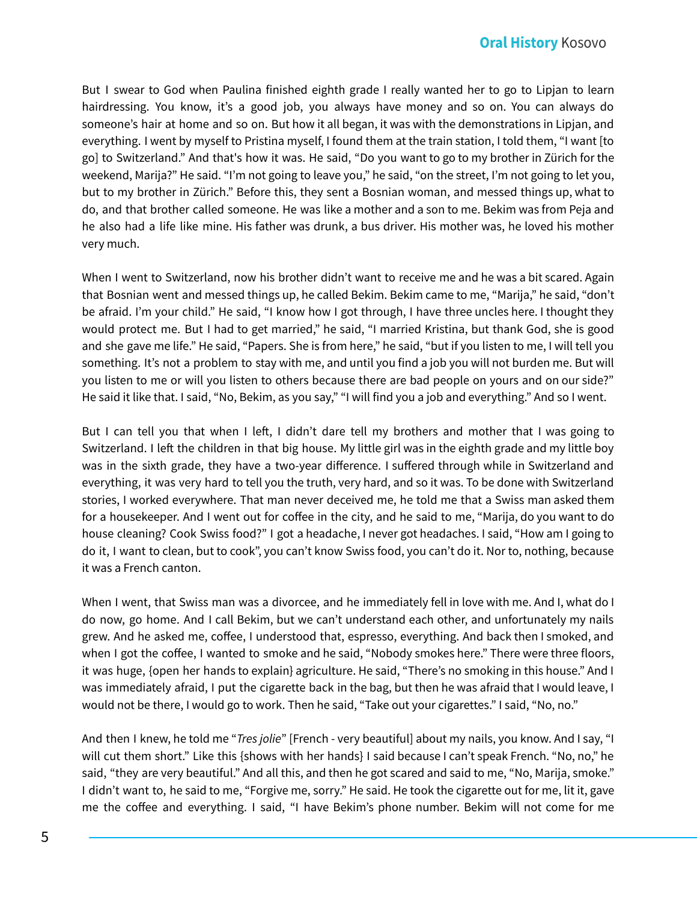But I swear to God when Paulina finished eighth grade I really wanted her to go to Lipjan to learn hairdressing. You know, it's a good job, you always have money and so on. You can always do someone's hair at home and so on. But how it all began, it was with the demonstrations in Lipjan, and everything. I went by myself to Pristina myself, I found them at the train station, I told them, "I want [to go] to Switzerland." And that's how it was. He said, "Do you want to go to my brother in Zürich for the weekend, Marija?" He said. "I'm not going to leave you," he said, "on the street, I'm not going to let you, but to my brother in Zürich." Before this, they sent a Bosnian woman, and messed things up, what to do, and that brother called someone. He was like a mother and a son to me. Bekim was from Peja and he also had a life like mine. His father was drunk, a bus driver. His mother was, he loved his mother very much.

When I went to Switzerland, now his brother didn't want to receive me and he was a bit scared. Again that Bosnian went and messed things up, he called Bekim. Bekim came to me, "Marija," he said, "don't be afraid. I'm your child." He said, "I know how I got through, I have three uncles here. I thought they would protect me. But I had to get married," he said, "I married Kristina, but thank God, she is good and she gave me life." He said, "Papers. She is from here," he said, "but if you listen to me, I will tell you something. It's not a problem to stay with me, and until you find a job you will not burden me. But will you listen to me or will you listen to others because there are bad people on yours and on our side?" He said it like that. I said, "No, Bekim, as you say," "I will find you a job and everything." And so I went.

But I can tell you that when I left, I didn't dare tell my brothers and mother that I was going to Switzerland. I left the children in that big house. My little girl was in the eighth grade and my little boy was in the sixth grade, they have a two-year difference. I suffered through while in Switzerland and everything, it was very hard to tell you the truth, very hard, and so it was. To be done with Switzerland stories, I worked everywhere. That man never deceived me, he told me that a Swiss man asked them for a housekeeper. And I went out for coffee in the city, and he said to me, "Marija, do you want to do house cleaning? Cook Swiss food?" I got a headache, I never got headaches. I said, "How am I going to do it, I want to clean, but to cook", you can't know Swiss food, you can't do it. Nor to, nothing, because it was a French canton.

When I went, that Swiss man was a divorcee, and he immediately fell in love with me. And I, what do I do now, go home. And I call Bekim, but we can't understand each other, and unfortunately my nails grew. And he asked me, coffee, I understood that, espresso, everything. And back then I smoked, and when I got the coffee, I wanted to smoke and he said, "Nobody smokes here." There were three floors, it was huge, {open her hands to explain} agriculture. He said, "There's no smoking in this house." And I was immediately afraid, I put the cigarette back in the bag, but then he was afraid that I would leave, I would not be there, I would go to work. Then he said, "Take out your cigarettes." I said, "No, no."

And then I knew, he told me "*Tres jolie*" [French - very beautiful] about my nails, you know. And I say, "I will cut them short." Like this {shows with her hands} I said because I can't speak French. "No, no," he said, "they are very beautiful." And all this, and then he got scared and said to me, "No, Marija, smoke." I didn't want to, he said to me, "Forgive me, sorry." He said. He took the cigarette out for me, lit it, gave me the coffee and everything. I said, "I have Bekim's phone number. Bekim will not come for me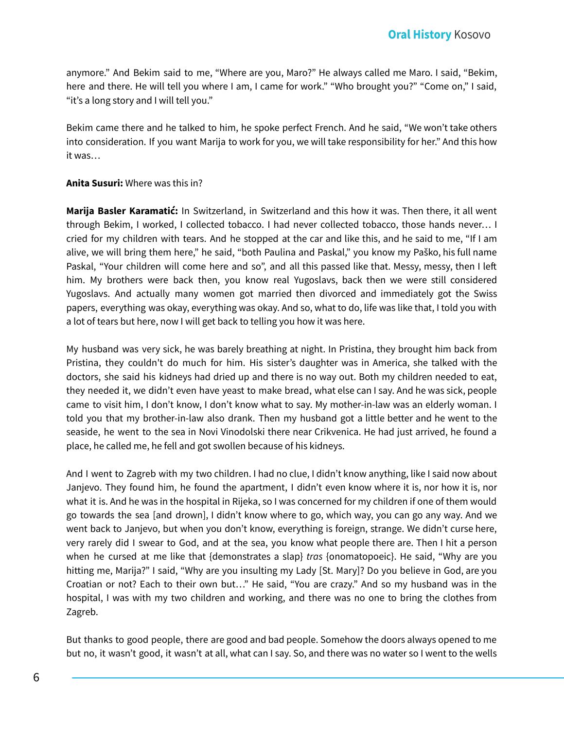anymore." And Bekim said to me, "Where are you, Maro?" He always called me Maro. I said, "Bekim, here and there. He will tell you where I am, I came for work." "Who brought you?" "Come on," I said, "it's a long story and I will tell you."

Bekim came there and he talked to him, he spoke perfect French. And he said, "We won't take others into consideration. If you want Marija to work for you, we will take responsibility for her." And this how it was…

**Anita Susuri:** Where was this in?

**Marija Basler Karamatić:** In Switzerland, in Switzerland and this how it was. Then there, it all went through Bekim, I worked, I collected tobacco. I had never collected tobacco, those hands never… I cried for my children with tears. And he stopped at the car and like this, and he said to me, "If I am alive, we will bring them here," he said, "both Paulina and Paskal," you know my Paško, his full name Paskal, "Your children will come here and so", and all this passed like that. Messy, messy, then I left him. My brothers were back then, you know real Yugoslavs, back then we were still considered Yugoslavs. And actually many women got married then divorced and immediately got the Swiss papers, everything was okay, everything was okay. And so, what to do, life was like that, I told you with a lot of tears but here, now I will get back to telling you how it was here.

My husband was very sick, he was barely breathing at night. In Pristina, they brought him back from Pristina, they couldn't do much for him. His sister's daughter was in America, she talked with the doctors, she said his kidneys had dried up and there is no way out. Both my children needed to eat, they needed it, we didn't even have yeast to make bread, what else can I say. And he was sick, people came to visit him, I don't know, I don't know what to say. My mother-in-law was an elderly woman. I told you that my brother-in-law also drank. Then my husband got a little better and he went to the seaside, he went to the sea in Novi Vinodolski there near Crikvenica. He had just arrived, he found a place, he called me, he fell and got swollen because of his kidneys.

And I went to Zagreb with my two children. I had no clue, I didn't know anything, like I said now about Janjevo. They found him, he found the apartment, I didn't even know where it is, nor how it is, nor what it is. And he was in the hospital in Rijeka, so I was concerned for my children if one of them would go towards the sea [and drown], I didn't know where to go, which way, you can go any way. And we went back to Janjevo, but when you don't know, everything is foreign, strange. We didn't curse here, very rarely did I swear to God, and at the sea, you know what people there are. Then I hit a person when he cursed at me like that {demonstrates a slap} *tras* {onomatopoeic}. He said, "Why are you hitting me, Marija?" I said, "Why are you insulting my Lady [St. Mary]? Do you believe in God, are you Croatian or not? Each to their own but…" He said, "You are crazy." And so my husband was in the hospital, I was with my two children and working, and there was no one to bring the clothes from Zagreb.

But thanks to good people, there are good and bad people. Somehow the doors always opened to me but no, it wasn't good, it wasn't at all, what can I say. So, and there was no water so I went to the wells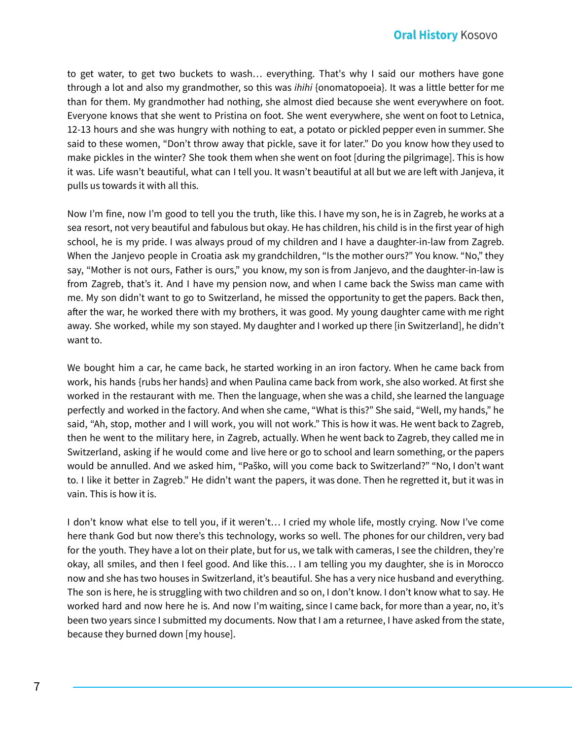to get water, to get two buckets to wash… everything. That's why I said our mothers have gone through a lot and also my grandmother, so this was *ihihi* {onomatopoeia}. It was a little better for me than for them. My grandmother had nothing, she almost died because she went everywhere on foot. Everyone knows that she went to Pristina on foot. She went everywhere, she went on foot to Letnica, 12-13 hours and she was hungry with nothing to eat, a potato or pickled pepper even in summer. She said to these women, "Don't throw away that pickle, save it for later." Do you know how they used to make pickles in the winter? She took them when she went on foot [during the pilgrimage]. This is how it was. Life wasn't beautiful, what can I tell you. It wasn't beautiful at all but we are left with Janjeva, it pulls us towards it with all this.

Now I'm fine, now I'm good to tell you the truth, like this. I have my son, he is in Zagreb, he works at a sea resort, not very beautiful and fabulous but okay. He has children, his child is in the first year of high school, he is my pride. I was always proud of my children and I have a daughter-in-law from Zagreb. When the Janjevo people in Croatia ask my grandchildren, "Is the mother ours?" You know. "No," they say, "Mother is not ours, Father is ours," you know, my son is from Janjevo, and the daughter-in-law is from Zagreb, that's it. And I have my pension now, and when I came back the Swiss man came with me. My son didn't want to go to Switzerland, he missed the opportunity to get the papers. Back then, after the war, he worked there with my brothers, it was good. My young daughter came with me right away. She worked, while my son stayed. My daughter and I worked up there [in Switzerland], he didn't want to.

We bought him a car, he came back, he started working in an iron factory. When he came back from work, his hands {rubs her hands} and when Paulina came back from work, she also worked. At first she worked in the restaurant with me. Then the language, when she was a child, she learned the language perfectly and worked in the factory. And when she came, "What is this?" She said, "Well, my hands," he said, "Ah, stop, mother and I will work, you will not work." This is how it was. He went back to Zagreb, then he went to the military here, in Zagreb, actually. When he went back to Zagreb, they called me in Switzerland, asking if he would come and live here or go to school and learn something, or the papers would be annulled. And we asked him, "Paško, will you come back to Switzerland?" "No, I don't want to. I like it better in Zagreb." He didn't want the papers, it was done. Then he regretted it, but it was in vain. This is how it is.

I don't know what else to tell you, if it weren't… I cried my whole life, mostly crying. Now I've come here thank God but now there's this technology, works so well. The phones for our children, very bad for the youth. They have a lot on their plate, but for us, we talk with cameras, I see the children, they're okay, all smiles, and then I feel good. And like this… I am telling you my daughter, she is in Morocco now and she has two houses in Switzerland, it's beautiful. She has a very nice husband and everything. The son is here, he is struggling with two children and so on, I don't know. I don't know what to say. He worked hard and now here he is. And now I'm waiting, since I came back, for more than a year, no, it's been two years since I submitted my documents. Now that I am a returnee, I have asked from the state, because they burned down [my house].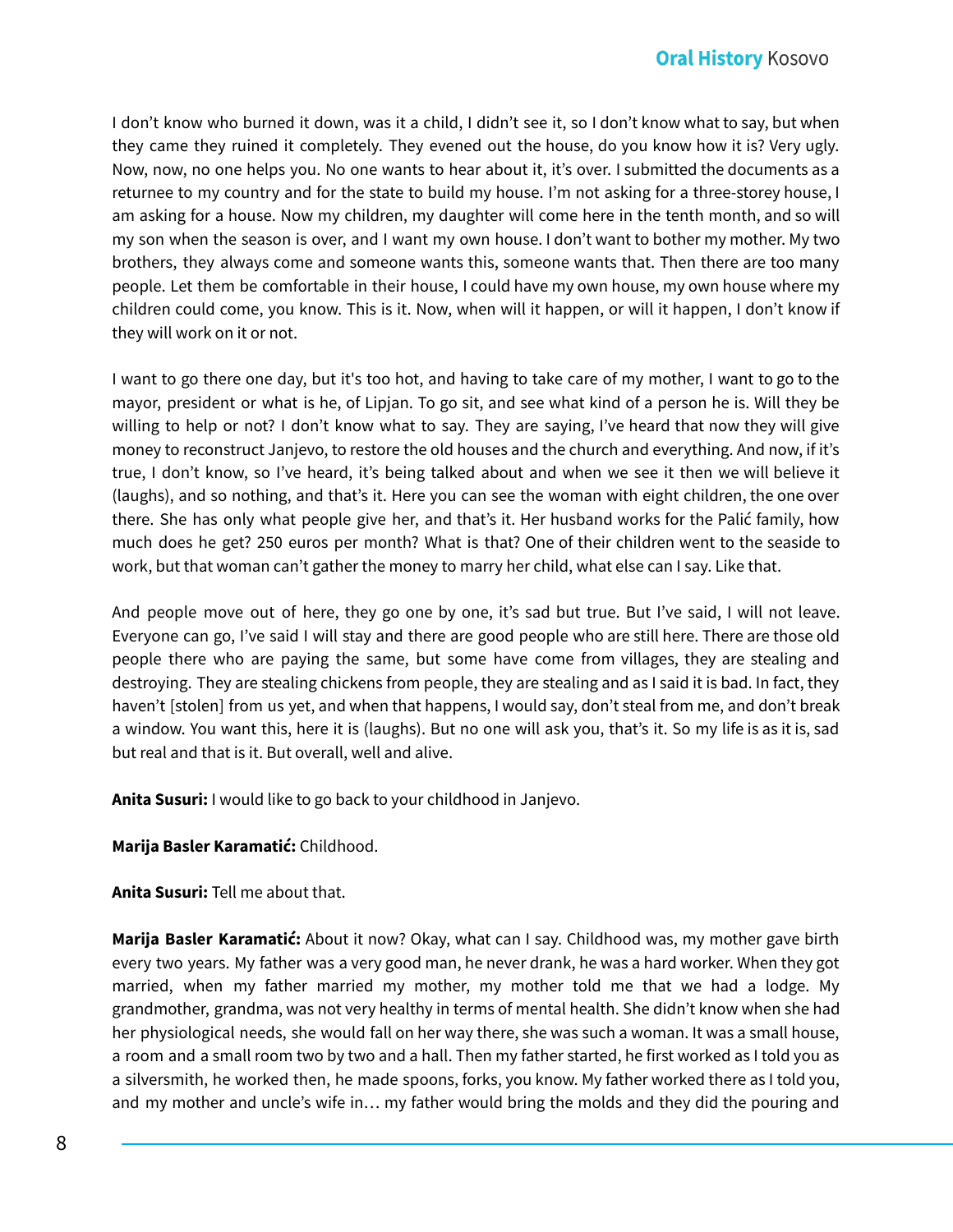I don't know who burned it down, was it a child, I didn't see it, so I don't know what to say, but when they came they ruined it completely. They evened out the house, do you know how it is? Very ugly. Now, now, no one helps you. No one wants to hear about it, it's over. I submitted the documents as a returnee to my country and for the state to build my house. I'm not asking for a three-storey house, I am asking for a house. Now my children, my daughter will come here in the tenth month, and so will my son when the season is over, and I want my own house. I don't want to bother my mother. My two brothers, they always come and someone wants this, someone wants that. Then there are too many people. Let them be comfortable in their house, I could have my own house, my own house where my children could come, you know. This is it. Now, when will it happen, or will it happen, I don't know if they will work on it or not.

I want to go there one day, but it's too hot, and having to take care of my mother, I want to go to the mayor, president or what is he, of Lipjan. To go sit, and see what kind of a person he is. Will they be willing to help or not? I don't know what to say. They are saying, I've heard that now they will give money to reconstruct Janjevo, to restore the old houses and the church and everything. And now, if it's true, I don't know, so I've heard, it's being talked about and when we see it then we will believe it (laughs), and so nothing, and that's it. Here you can see the woman with eight children, the one over there. She has only what people give her, and that's it. Her husband works for the Palić family, how much does he get? 250 euros per month? What is that? One of their children went to the seaside to work, but that woman can't gather the money to marry her child, what else can I say. Like that.

And people move out of here, they go one by one, it's sad but true. But I've said, I will not leave. Everyone can go, I've said I will stay and there are good people who are still here. There are those old people there who are paying the same, but some have come from villages, they are stealing and destroying. They are stealing chickens from people, they are stealing and as I said it is bad. In fact, they haven't [stolen] from us yet, and when that happens, I would say, don't steal from me, and don't break a window. You want this, here it is (laughs). But no one will ask you, that's it. So my life is as it is, sad but real and that is it. But overall, well and alive.

**Anita Susuri:** I would like to go back to your childhood in Janjevo.

**Marija Basler Karamatić:** Childhood.

**Anita Susuri:** Tell me about that.

**Marija Basler Karamatić:** About it now? Okay, what can I say. Childhood was, my mother gave birth every two years. My father was a very good man, he never drank, he was a hard worker. When they got married, when my father married my mother, my mother told me that we had a lodge. My grandmother, grandma, was not very healthy in terms of mental health. She didn't know when she had her physiological needs, she would fall on her way there, she was such a woman. It was a small house, a room and a small room two by two and a hall. Then my father started, he first worked as I told you as a silversmith, he worked then, he made spoons, forks, you know. My father worked there as I told you, and my mother and uncle's wife in… my father would bring the molds and they did the pouring and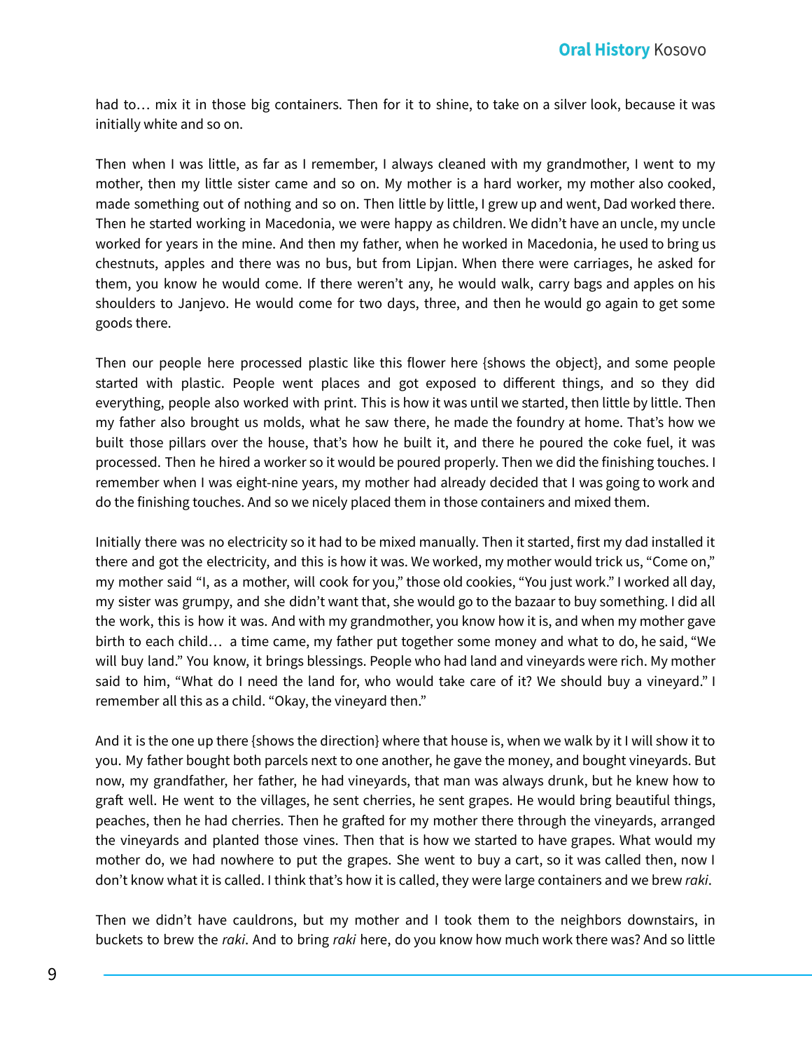had to… mix it in those big containers. Then for it to shine, to take on a silver look, because it was initially white and so on.

Then when I was little, as far as I remember, I always cleaned with my grandmother, I went to my mother, then my little sister came and so on. My mother is a hard worker, my mother also cooked, made something out of nothing and so on. Then little by little, I grew up and went, Dad worked there. Then he started working in Macedonia, we were happy as children. We didn't have an uncle, my uncle worked for years in the mine. And then my father, when he worked in Macedonia, he used to bring us chestnuts, apples and there was no bus, but from Lipjan. When there were carriages, he asked for them, you know he would come. If there weren't any, he would walk, carry bags and apples on his shoulders to Janjevo. He would come for two days, three, and then he would go again to get some goods there.

Then our people here processed plastic like this flower here {shows the object}, and some people started with plastic. People went places and got exposed to different things, and so they did everything, people also worked with print. This is how it was until we started, then little by little. Then my father also brought us molds, what he saw there, he made the foundry at home. That's how we built those pillars over the house, that's how he built it, and there he poured the coke fuel, it was processed. Then he hired a worker so it would be poured properly. Then we did the finishing touches. I remember when I was eight-nine years, my mother had already decided that I was going to work and do the finishing touches. And so we nicely placed them in those containers and mixed them.

Initially there was no electricity so it had to be mixed manually. Then it started, first my dad installed it there and got the electricity, and this is how it was. We worked, my mother would trick us, "Come on," my mother said "I, as a mother, will cook for you," those old cookies, "You just work." I worked all day, my sister was grumpy, and she didn't want that, she would go to the bazaar to buy something. I did all the work, this is how it was. And with my grandmother, you know how it is, and when my mother gave birth to each child… a time came, my father put together some money and what to do, he said, "We will buy land." You know, it brings blessings. People who had land and vineyards were rich. My mother said to him, "What do I need the land for, who would take care of it? We should buy a vineyard." I remember all this as a child. "Okay, the vineyard then."

And it is the one up there {shows the direction} where that house is, when we walk by it I will show it to you. My father bought both parcels next to one another, he gave the money, and bought vineyards. But now, my grandfather, her father, he had vineyards, that man was always drunk, but he knew how to graft well. He went to the villages, he sent cherries, he sent grapes. He would bring beautiful things, peaches, then he had cherries. Then he grafted for my mother there through the vineyards, arranged the vineyards and planted those vines. Then that is how we started to have grapes. What would my mother do, we had nowhere to put the grapes. She went to buy a cart, so it was called then, now I don't know what it is called. I think that's how it is called, they were large containers and we brew *raki*.

Then we didn't have cauldrons, but my mother and I took them to the neighbors downstairs, in buckets to brew the *raki*. And to bring *raki* here, do you know how much work there was? And so little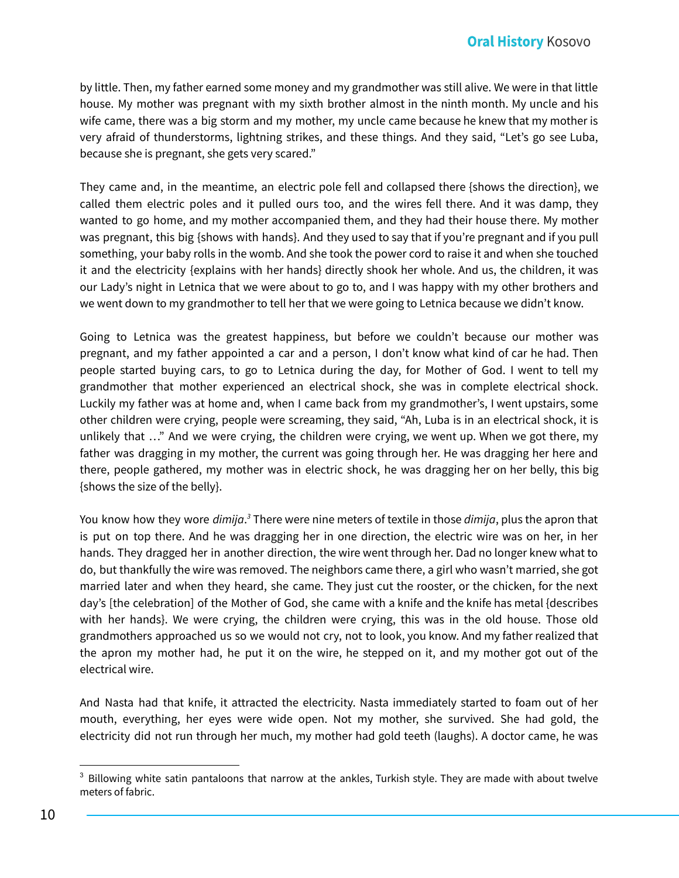by little. Then, my father earned some money and my grandmother was still alive. We were in that little house. My mother was pregnant with my sixth brother almost in the ninth month. My uncle and his wife came, there was a big storm and my mother, my uncle came because he knew that my mother is very afraid of thunderstorms, lightning strikes, and these things. And they said, "Let's go see Luba, because she is pregnant, she gets very scared."

They came and, in the meantime, an electric pole fell and collapsed there {shows the direction}, we called them electric poles and it pulled ours too, and the wires fell there. And it was damp, they wanted to go home, and my mother accompanied them, and they had their house there. My mother was pregnant, this big {shows with hands}. And they used to say that if you're pregnant and if you pull something, your baby rolls in the womb. And she took the power cord to raise it and when she touched it and the electricity {explains with her hands} directly shook her whole. And us, the children, it was our Lady's night in Letnica that we were about to go to, and I was happy with my other brothers and we went down to my grandmother to tell her that we were going to Letnica because we didn't know.

Going to Letnica was the greatest happiness, but before we couldn't because our mother was pregnant, and my father appointed a car and a person, I don't know what kind of car he had. Then people started buying cars, to go to Letnica during the day, for Mother of God. I went to tell my grandmother that mother experienced an electrical shock, she was in complete electrical shock. Luckily my father was at home and, when I came back from my grandmother's, I went upstairs, some other children were crying, people were screaming, they said, "Ah, Luba is in an electrical shock, it is unlikely that …" And we were crying, the children were crying, we went up. When we got there, my father was dragging in my mother, the current was going through her. He was dragging her here and there, people gathered, my mother was in electric shock, he was dragging her on her belly, this big {shows the size of the belly}.

You know how they wore *dimija*.[3] There were nine meters of textile in those *dimija*, plus the apron that is put on top there. And he was dragging her in one direction, the electric wire was on her, in her hands. They dragged her in another direction, the wire went through her. Dad no longer knew what to do, but thankfully the wire was removed. The neighbors came there, a girl who wasn't married, she got married later and when they heard, she came. They just cut the rooster, or the chicken, for the next day's [the celebration] of the Mother of God, she came with a knife and the knife has metal {describes with her hands}. We were crying, the children were crying, this was in the old house. Those old grandmothers approached us so we would not cry, not to look, you know. And my father realized that the apron my mother had, he put it on the wire, he stepped on it, and my mother got out of the electrical wire.

And Nasta had that knife, it attracted the electricity. Nasta immediately started to foam out of her mouth, everything, her eyes were wide open. Not my mother, she survived. She had gold, the electricity did not run through her much, my mother had gold teeth (laughs). A doctor came, he was

---

[3] Billowing white satin pantaloons that narrow at the ankles, Turkish style. They are made with about twelve meters of fabric.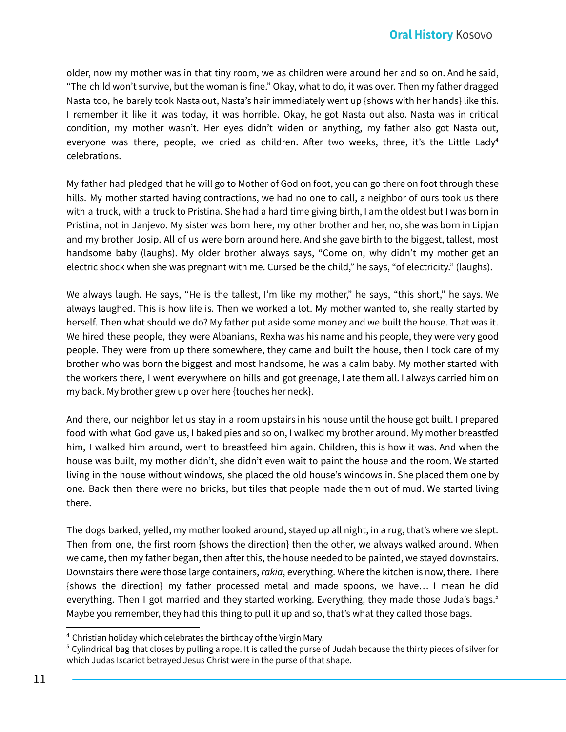older, now my mother was in that tiny room, we as children were around her and so on. And he said, "The child won't survive, but the woman is fine." Okay, what to do, it was over. Then my father dragged Nasta too, he barely took Nasta out, Nasta's hair immediately went up {shows with her hands} like this. I remember it like it was today, it was horrible. Okay, he got Nasta out also. Nasta was in critical condition, my mother wasn't. Her eyes didn't widen or anything, my father also got Nasta out, everyone was there, people, we cried as children. After two weeks, three, it's the Little Lady[4] celebrations.

My father had pledged that he will go to Mother of God on foot, you can go there on foot through these hills. My mother started having contractions, we had no one to call, a neighbor of ours took us there with a truck, with a truck to Pristina. She had a hard time giving birth, I am the oldest but I was born in Pristina, not in Janjevo. My sister was born here, my other brother and her, no, she was born in Lipjan and my brother Josip. All of us were born around here. And she gave birth to the biggest, tallest, most handsome baby (laughs). My older brother always says, "Come on, why didn't my mother get an electric shock when she was pregnant with me. Cursed be the child," he says, "of electricity." (laughs).

We always laugh. He says, "He is the tallest, I'm like my mother," he says, "this short," he says. We always laughed. This is how life is. Then we worked a lot. My mother wanted to, she really started by herself. Then what should we do? My father put aside some money and we built the house. That was it. We hired these people, they were Albanians, Rexha was his name and his people, they were very good people. They were from up there somewhere, they came and built the house, then I took care of my brother who was born the biggest and most handsome, he was a calm baby. My mother started with the workers there, I went everywhere on hills and got greenage, I ate them all. I always carried him on my back. My brother grew up over here {touches her neck}.

And there, our neighbor let us stay in a room upstairs in his house until the house got built. I prepared food with what God gave us, I baked pies and so on, I walked my brother around. My mother breastfed him, I walked him around, went to breastfeed him again. Children, this is how it was. And when the house was built, my mother didn't, she didn't even wait to paint the house and the room. We started living in the house without windows, she placed the old house's windows in. She placed them one by one. Back then there were no bricks, but tiles that people made them out of mud. We started living there.

The dogs barked, yelled, my mother looked around, stayed up all night, in a rug, that's where we slept. Then from one, the first room {shows the direction} then the other, we always walked around. When we came, then my father began, then after this, the house needed to be painted, we stayed downstairs. Downstairs there were those large containers, *rakia*, everything. Where the kitchen is now, there. There {shows the direction} my father processed metal and made spoons, we have… I mean he did everything. Then I got married and they started working. Everything, they made those Juda's bags.[5] Maybe you remember, they had this thing to pull it up and so, that's what they called those bags.

---

[4] Christian holiday which celebrates the birthday of the Virgin Mary.

[5] Cylindrical bag that closes by pulling a rope. It is called the purse of Judah because the thirty pieces of silver for which Judas Iscariot betrayed Jesus Christ were in the purse of that shape.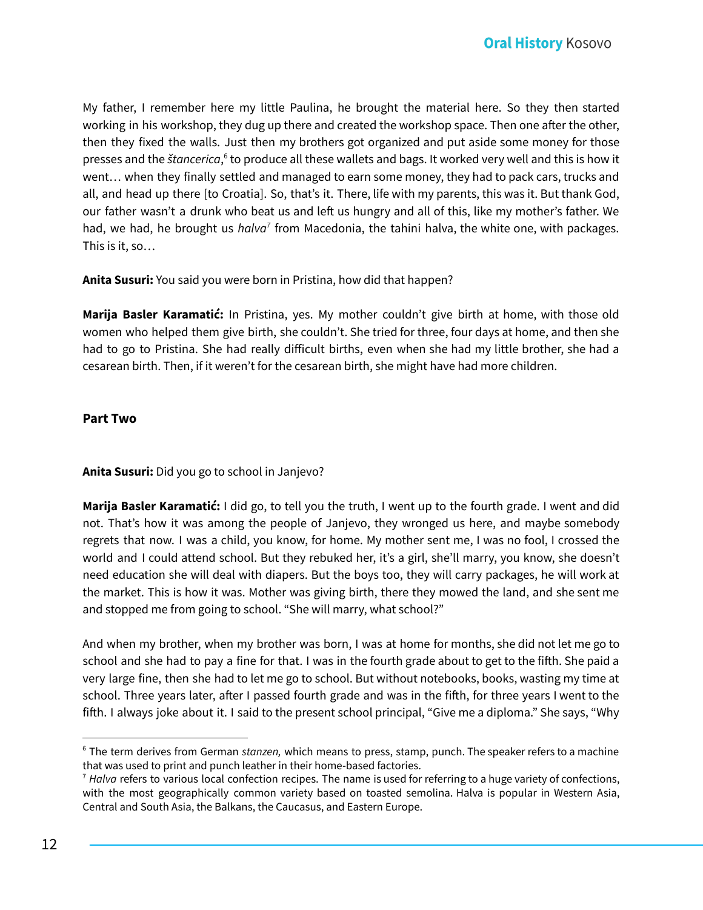My father, I remember here my little Paulina, he brought the material here. So they then started working in his workshop, they dug up there and created the workshop space. Then one after the other, then they fixed the walls. Just then my brothers got organized and put aside some money for those presses and the *štancerica*,[6] to produce all these wallets and bags. It worked very well and this is how it went… when they finally settled and managed to earn some money, they had to pack cars, trucks and all, and head up there [to Croatia]. So, that's it. There, life with my parents, this was it. But thank God, our father wasn't a drunk who beat us and left us hungry and all of this, like my mother's father. We had, we had, he brought us *halva*[7] from Macedonia, the tahini halva, the white one, with packages. This is it, so…

**Anita Susuri:** You said you were born in Pristina, how did that happen?

**Marija Basler Karamatić:** In Pristina, yes. My mother couldn't give birth at home, with those old women who helped them give birth, she couldn't. She tried for three, four days at home, and then she had to go to Pristina. She had really difficult births, even when she had my little brother, she had a cesarean birth. Then, if it weren't for the cesarean birth, she might have had more children.

## Part Two

**Anita Susuri:** Did you go to school in Janjevo?

**Marija Basler Karamatić:** I did go, to tell you the truth, I went up to the fourth grade. I went and did not. That's how it was among the people of Janjevo, they wronged us here, and maybe somebody regrets that now. I was a child, you know, for home. My mother sent me, I was no fool, I crossed the world and I could attend school. But they rebuked her, it's a girl, she'll marry, you know, she doesn't need education she will deal with diapers. But the boys too, they will carry packages, he will work at the market. This is how it was. Mother was giving birth, there they mowed the land, and she sent me and stopped me from going to school. "She will marry, what school?"

And when my brother, when my brother was born, I was at home for months, she did not let me go to school and she had to pay a fine for that. I was in the fourth grade about to get to the fifth. She paid a very large fine, then she had to let me go to school. But without notebooks, books, wasting my time at school. Three years later, after I passed fourth grade and was in the fifth, for three years I went to the fifth. I always joke about it. I said to the present school principal, "Give me a diploma." She says, "Why

[6] The term derives from German *stanzen,* which means to press, stamp, punch. The speaker refers to a machine that was used to print and punch leather in their home-based factories.

[7] *Halva* refers to various local confection recipes. The name is used for referring to a huge variety of confections, with the most geographically common variety based on toasted semolina. Halva is popular in Western Asia, Central and South Asia, the Balkans, the Caucasus, and Eastern Europe.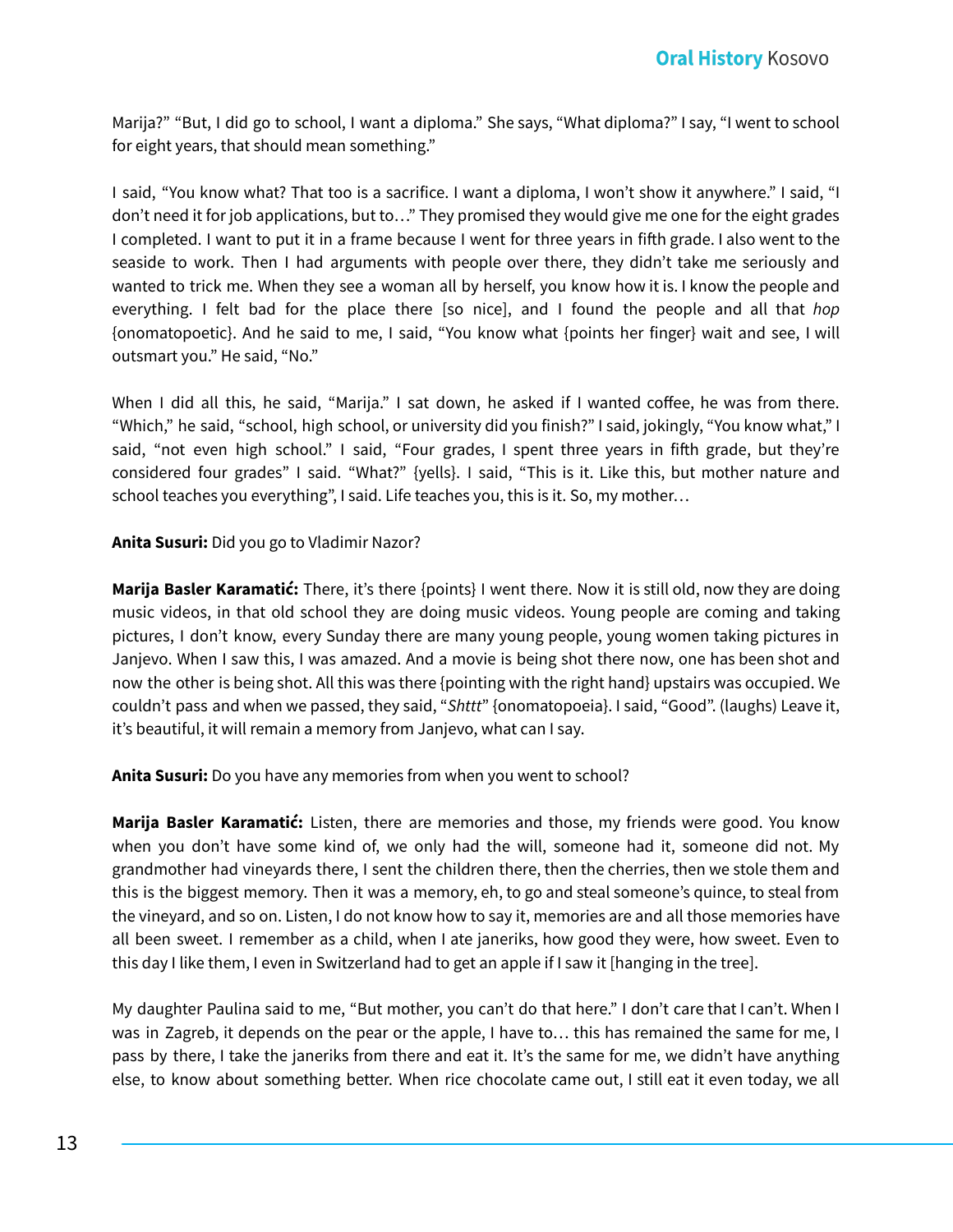Marija?" "But, I did go to school, I want a diploma." She says, "What diploma?" I say, "I went to school for eight years, that should mean something."

I said, "You know what? That too is a sacrifice. I want a diploma, I won't show it anywhere." I said, "I don't need it for job applications, but to…" They promised they would give me one for the eight grades I completed. I want to put it in a frame because I went for three years in fifth grade. I also went to the seaside to work. Then I had arguments with people over there, they didn't take me seriously and wanted to trick me. When they see a woman all by herself, you know how it is. I know the people and everything. I felt bad for the place there [so nice], and I found the people and all that *hop* {onomatopoetic}. And he said to me, I said, "You know what {points her finger} wait and see, I will outsmart you." He said, "No."

When I did all this, he said, "Marija." I sat down, he asked if I wanted coffee, he was from there. "Which," he said, "school, high school, or university did you finish?" I said, jokingly, "You know what," I said, "not even high school." I said, "Four grades, I spent three years in fifth grade, but they're considered four grades" I said. "What?" {yells}. I said, "This is it. Like this, but mother nature and school teaches you everything", I said. Life teaches you, this is it. So, my mother…

**Anita Susuri:** Did you go to Vladimir Nazor?

**Marija Basler Karamatić:** There, it's there {points} I went there. Now it is still old, now they are doing music videos, in that old school they are doing music videos. Young people are coming and taking pictures, I don't know, every Sunday there are many young people, young women taking pictures in Janjevo. When I saw this, I was amazed. And a movie is being shot there now, one has been shot and now the other is being shot. All this was there {pointing with the right hand} upstairs was occupied. We couldn't pass and when we passed, they said, "*Shttt*" {onomatopoeia}. I said, "Good". (laughs) Leave it, it's beautiful, it will remain a memory from Janjevo, what can I say.

**Anita Susuri:** Do you have any memories from when you went to school?

**Marija Basler Karamatić:** Listen, there are memories and those, my friends were good. You know when you don't have some kind of, we only had the will, someone had it, someone did not. My grandmother had vineyards there, I sent the children there, then the cherries, then we stole them and this is the biggest memory. Then it was a memory, eh, to go and steal someone's quince, to steal from the vineyard, and so on. Listen, I do not know how to say it, memories are and all those memories have all been sweet. I remember as a child, when I ate janeriks, how good they were, how sweet. Even to this day I like them, I even in Switzerland had to get an apple if I saw it [hanging in the tree].

My daughter Paulina said to me, "But mother, you can't do that here." I don't care that I can't. When I was in Zagreb, it depends on the pear or the apple, I have to… this has remained the same for me, I pass by there, I take the janeriks from there and eat it. It's the same for me, we didn't have anything else, to know about something better. When rice chocolate came out, I still eat it even today, we all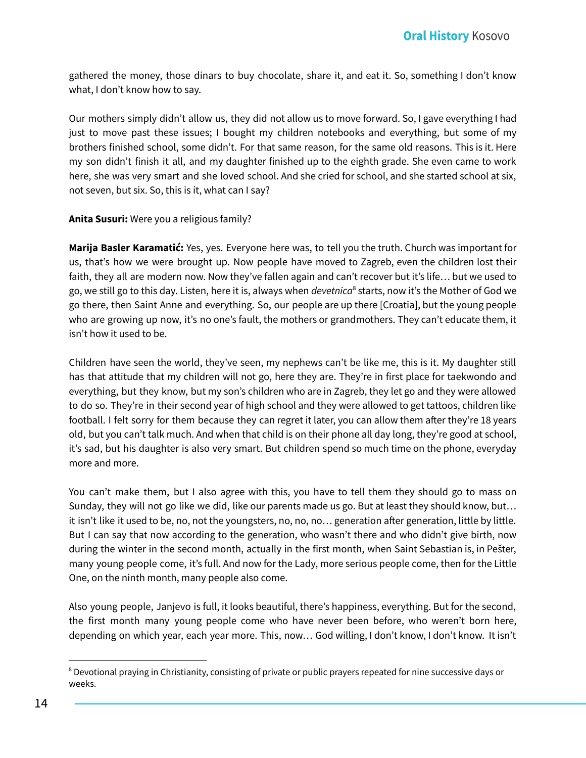gathered the money, those dinars to buy chocolate, share it, and eat it. So, something I don't know what, I don't know how to say.

Our mothers simply didn't allow us, they did not allow us to move forward. So, I gave everything I had just to move past these issues; I bought my children notebooks and everything, but some of my brothers finished school, some didn't. For that same reason, for the same old reasons. This is it. Here my son didn't finish it all, and my daughter finished up to the eighth grade. She even came to work here, she was very smart and she loved school. And she cried for school, and she started school at six, not seven, but six. So, this is it, what can I say?

**Anita Susuri:** Were you a religious family?

**Marija Basler Karamatić:** Yes, yes. Everyone here was, to tell you the truth. Church was important for us, that's how we were brought up. Now people have moved to Zagreb, even the children lost their faith, they all are modern now. Now they've fallen again and can't recover but it's life… but we used to go, we still go to this day. Listen, here it is, always when *devetnica*[8] starts, now it's the Mother of God we go there, then Saint Anne and everything. So, our people are up there [Croatia], but the young people who are growing up now, it's no one's fault, the mothers or grandmothers. They can't educate them, it isn't how it used to be.

Children have seen the world, they've seen, my nephews can't be like me, this is it. My daughter still has that attitude that my children will not go, here they are. They're in first place for taekwondo and everything, but they know, but my son's children who are in Zagreb, they let go and they were allowed to do so. They're in their second year of high school and they were allowed to get tattoos, children like football. I felt sorry for them because they can regret it later, you can allow them after they're 18 years old, but you can't talk much. And when that child is on their phone all day long, they're good at school, it's sad, but his daughter is also very smart. But children spend so much time on the phone, everyday more and more.

You can't make them, but I also agree with this, you have to tell them they should go to mass on Sunday, they will not go like we did, like our parents made us go. But at least they should know, but… it isn't like it used to be, no, not the youngsters, no, no, no… generation after generation, little by little. But I can say that now according to the generation, who wasn't there and who didn't give birth, now during the winter in the second month, actually in the first month, when Saint Sebastian is, in Pešter, many young people come, it's full. And now for the Lady, more serious people come, then for the Little One, on the ninth month, many people also come.

Also young people, Janjevo is full, it looks beautiful, there's happiness, everything. But for the second, the first month many young people come who have never been before, who weren't born here, depending on which year, each year more. This, now… God willing, I don't know, I don't know. It isn't

[8] Devotional praying in Christianity, consisting of private or public prayers repeated for nine successive days or weeks.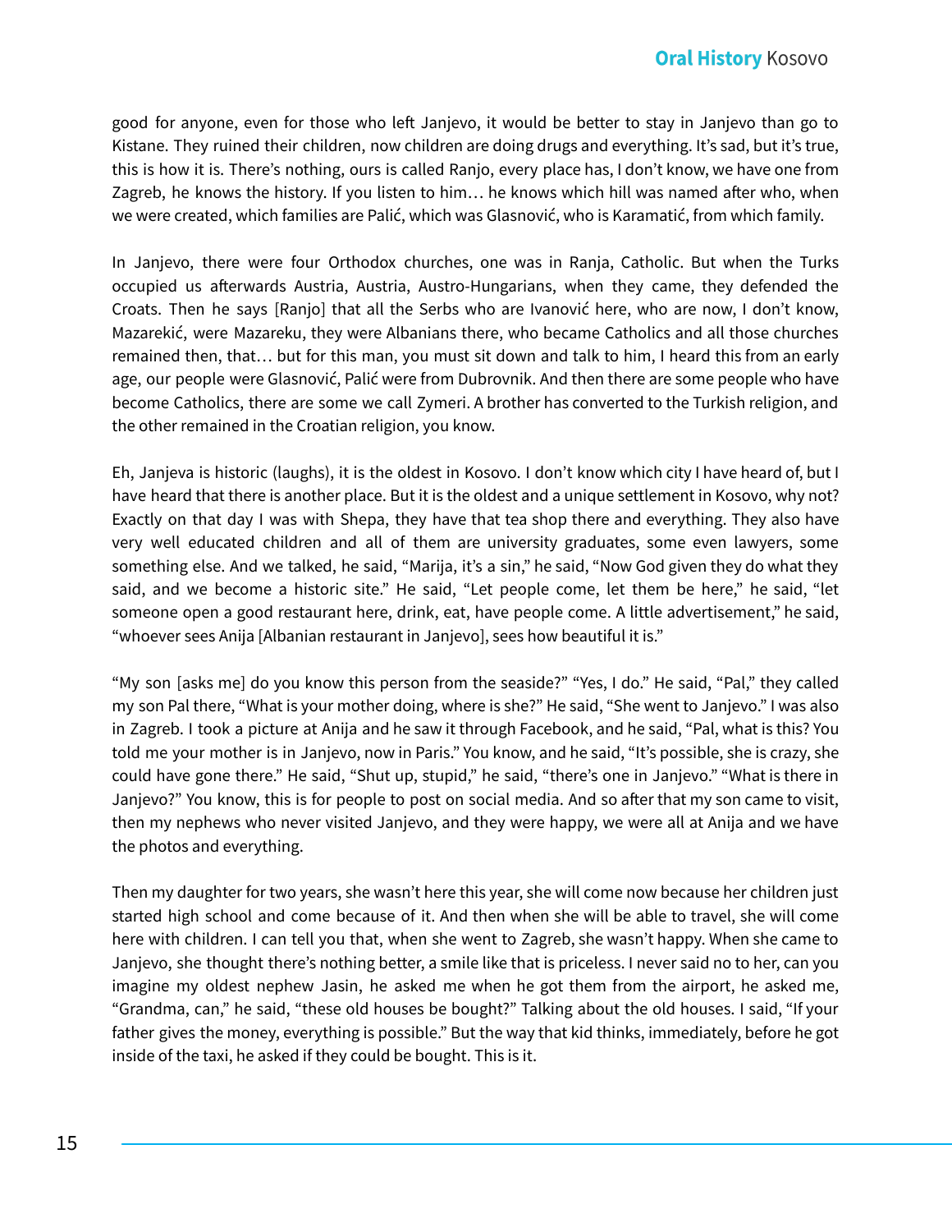good for anyone, even for those who left Janjevo, it would be better to stay in Janjevo than go to Kistane. They ruined their children, now children are doing drugs and everything. It's sad, but it's true, this is how it is. There's nothing, ours is called Ranjo, every place has, I don't know, we have one from Zagreb, he knows the history. If you listen to him… he knows which hill was named after who, when we were created, which families are Palić, which was Glasnović, who is Karamatić, from which family.

In Janjevo, there were four Orthodox churches, one was in Ranja, Catholic. But when the Turks occupied us afterwards Austria, Austria, Austro-Hungarians, when they came, they defended the Croats. Then he says [Ranjo] that all the Serbs who are Ivanović here, who are now, I don't know, Mazarekić, were Mazareku, they were Albanians there, who became Catholics and all those churches remained then, that… but for this man, you must sit down and talk to him, I heard this from an early age, our people were Glasnović, Palić were from Dubrovnik. And then there are some people who have become Catholics, there are some we call Zymeri. A brother has converted to the Turkish religion, and the other remained in the Croatian religion, you know.

Eh, Janjeva is historic (laughs), it is the oldest in Kosovo. I don't know which city I have heard of, but I have heard that there is another place. But it is the oldest and a unique settlement in Kosovo, why not? Exactly on that day I was with Shepa, they have that tea shop there and everything. They also have very well educated children and all of them are university graduates, some even lawyers, some something else. And we talked, he said, "Marija, it's a sin," he said, "Now God given they do what they said, and we become a historic site." He said, "Let people come, let them be here," he said, "let someone open a good restaurant here, drink, eat, have people come. A little advertisement," he said, "whoever sees Anija [Albanian restaurant in Janjevo], sees how beautiful it is."

"My son [asks me] do you know this person from the seaside?" "Yes, I do." He said, "Pal," they called my son Pal there, "What is your mother doing, where is she?" He said, "She went to Janjevo." I was also in Zagreb. I took a picture at Anija and he saw it through Facebook, and he said, "Pal, what is this? You told me your mother is in Janjevo, now in Paris." You know, and he said, "It's possible, she is crazy, she could have gone there." He said, "Shut up, stupid," he said, "there's one in Janjevo." "What is there in Janjevo?" You know, this is for people to post on social media. And so after that my son came to visit, then my nephews who never visited Janjevo, and they were happy, we were all at Anija and we have the photos and everything.

Then my daughter for two years, she wasn't here this year, she will come now because her children just started high school and come because of it. And then when she will be able to travel, she will come here with children. I can tell you that, when she went to Zagreb, she wasn't happy. When she came to Janjevo, she thought there's nothing better, a smile like that is priceless. I never said no to her, can you imagine my oldest nephew Jasin, he asked me when he got them from the airport, he asked me, "Grandma, can," he said, "these old houses be bought?" Talking about the old houses. I said, "If your father gives the money, everything is possible." But the way that kid thinks, immediately, before he got inside of the taxi, he asked if they could be bought. This is it.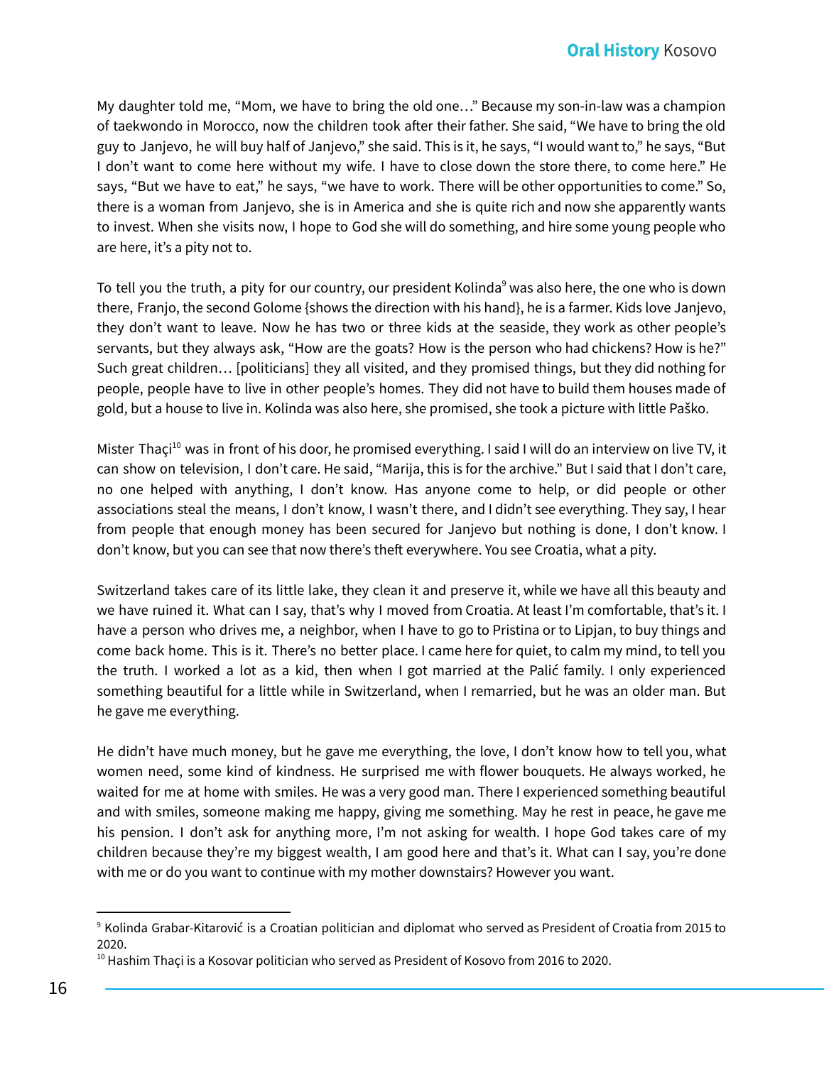My daughter told me, "Mom, we have to bring the old one…" Because my son-in-law was a champion of taekwondo in Morocco, now the children took after their father. She said, "We have to bring the old guy to Janjevo, he will buy half of Janjevo," she said. This is it, he says, "I would want to," he says, "But I don't want to come here without my wife. I have to close down the store there, to come here." He says, "But we have to eat," he says, "we have to work. There will be other opportunities to come." So, there is a woman from Janjevo, she is in America and she is quite rich and now she apparently wants to invest. When she visits now, I hope to God she will do something, and hire some young people who are here, it's a pity not to.

To tell you the truth, a pity for our country, our president Kolinda[9] was also here, the one who is down there, Franjo, the second Golome {shows the direction with his hand}, he is a farmer. Kids love Janjevo, they don't want to leave. Now he has two or three kids at the seaside, they work as other people's servants, but they always ask, "How are the goats? How is the person who had chickens? How is he?" Such great children… [politicians] they all visited, and they promised things, but they did nothing for people, people have to live in other people's homes. They did not have to build them houses made of gold, but a house to live in. Kolinda was also here, she promised, she took a picture with little Paško.

Mister Thaçi[10] was in front of his door, he promised everything. I said I will do an interview on live TV, it can show on television, I don't care. He said, "Marija, this is for the archive." But I said that I don't care, no one helped with anything, I don't know. Has anyone come to help, or did people or other associations steal the means, I don't know, I wasn't there, and I didn't see everything. They say, I hear from people that enough money has been secured for Janjevo but nothing is done, I don't know. I don't know, but you can see that now there's theft everywhere. You see Croatia, what a pity.

Switzerland takes care of its little lake, they clean it and preserve it, while we have all this beauty and we have ruined it. What can I say, that's why I moved from Croatia. At least I'm comfortable, that's it. I have a person who drives me, a neighbor, when I have to go to Pristina or to Lipjan, to buy things and come back home. This is it. There's no better place. I came here for quiet, to calm my mind, to tell you the truth. I worked a lot as a kid, then when I got married at the Palić family. I only experienced something beautiful for a little while in Switzerland, when I remarried, but he was an older man. But he gave me everything.

He didn't have much money, but he gave me everything, the love, I don't know how to tell you, what women need, some kind of kindness. He surprised me with flower bouquets. He always worked, he waited for me at home with smiles. He was a very good man. There I experienced something beautiful and with smiles, someone making me happy, giving me something. May he rest in peace, he gave me his pension. I don't ask for anything more, I'm not asking for wealth. I hope God takes care of my children because they're my biggest wealth, I am good here and that's it. What can I say, you're done with me or do you want to continue with my mother downstairs? However you want.

---

[9] Kolinda Grabar-Kitarović is a Croatian politician and diplomat who served as President of Croatia from 2015 to 2020.

[10] Hashim Thaçi is a Kosovar politician who served as President of Kosovo from 2016 to 2020.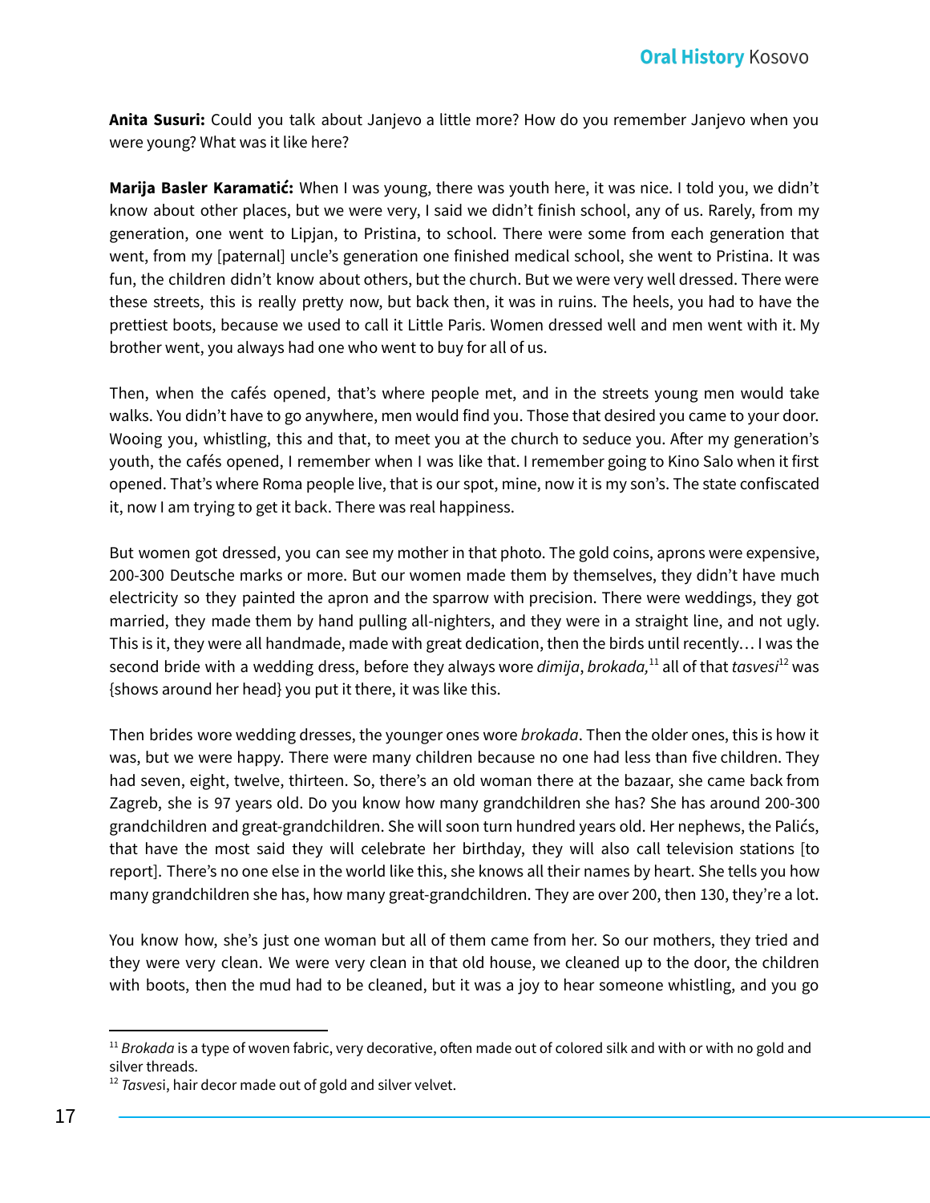**Anita Susuri:** Could you talk about Janjevo a little more? How do you remember Janjevo when you were young? What was it like here?

**Marija Basler Karamatić:** When I was young, there was youth here, it was nice. I told you, we didn't know about other places, but we were very, I said we didn't finish school, any of us. Rarely, from my generation, one went to Lipjan, to Pristina, to school. There were some from each generation that went, from my [paternal] uncle's generation one finished medical school, she went to Pristina. It was fun, the children didn't know about others, but the church. But we were very well dressed. There were these streets, this is really pretty now, but back then, it was in ruins. The heels, you had to have the prettiest boots, because we used to call it Little Paris. Women dressed well and men went with it. My brother went, you always had one who went to buy for all of us.

Then, when the cafés opened, that's where people met, and in the streets young men would take walks. You didn't have to go anywhere, men would find you. Those that desired you came to your door. Wooing you, whistling, this and that, to meet you at the church to seduce you. After my generation's youth, the cafés opened, I remember when I was like that. I remember going to Kino Salo when it first opened. That's where Roma people live, that is our spot, mine, now it is my son's. The state confiscated it, now I am trying to get it back. There was real happiness.

But women got dressed, you can see my mother in that photo. The gold coins, aprons were expensive, 200-300 Deutsche marks or more. But our women made them by themselves, they didn't have much electricity so they painted the apron and the sparrow with precision. There were weddings, they got married, they made them by hand pulling all-nighters, and they were in a straight line, and not ugly. This is it, they were all handmade, made with great dedication, then the birds until recently… I was the second bride with a wedding dress, before they always wore *dimija*, *brokada,*[11] all of that *tasvesi*[12] was {shows around her head} you put it there, it was like this.

Then brides wore wedding dresses, the younger ones wore *brokada*. Then the older ones, this is how it was, but we were happy. There were many children because no one had less than five children. They had seven, eight, twelve, thirteen. So, there's an old woman there at the bazaar, she came back from Zagreb, she is 97 years old. Do you know how many grandchildren she has? She has around 200-300 grandchildren and great-grandchildren. She will soon turn hundred years old. Her nephews, the Palićs, that have the most said they will celebrate her birthday, they will also call television stations [to report]. There's no one else in the world like this, she knows all their names by heart. She tells you how many grandchildren she has, how many great-grandchildren. They are over 200, then 130, they're a lot.

You know how, she's just one woman but all of them came from her. So our mothers, they tried and they were very clean. We were very clean in that old house, we cleaned up to the door, the children with boots, then the mud had to be cleaned, but it was a joy to hear someone whistling, and you go

---

[11] *Brokada* is a type of woven fabric, very decorative, often made out of colored silk and with or with no gold and silver threads.

[12] *Tasvesi*, hair decor made out of gold and silver velvet.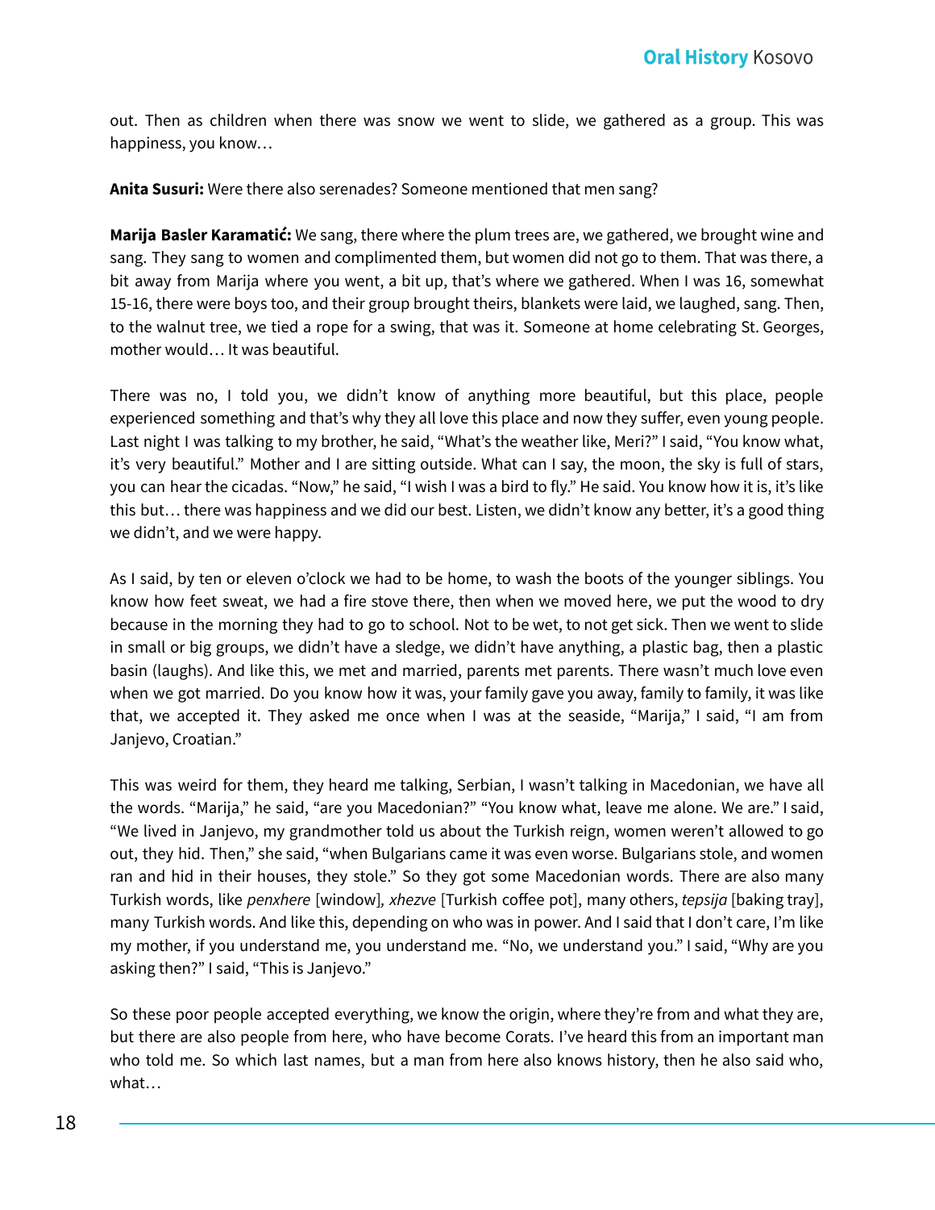out. Then as children when there was snow we went to slide, we gathered as a group. This was happiness, you know…

**Anita Susuri:** Were there also serenades? Someone mentioned that men sang?

**Marija Basler Karamatić:** We sang, there where the plum trees are, we gathered, we brought wine and sang. They sang to women and complimented them, but women did not go to them. That was there, a bit away from Marija where you went, a bit up, that's where we gathered. When I was 16, somewhat 15-16, there were boys too, and their group brought theirs, blankets were laid, we laughed, sang. Then, to the walnut tree, we tied a rope for a swing, that was it. Someone at home celebrating St. Georges, mother would… It was beautiful.

There was no, I told you, we didn't know of anything more beautiful, but this place, people experienced something and that's why they all love this place and now they suffer, even young people. Last night I was talking to my brother, he said, "What's the weather like, Meri?" I said, "You know what, it's very beautiful." Mother and I are sitting outside. What can I say, the moon, the sky is full of stars, you can hear the cicadas. "Now," he said, "I wish I was a bird to fly." He said. You know how it is, it's like this but… there was happiness and we did our best. Listen, we didn't know any better, it's a good thing we didn't, and we were happy.

As I said, by ten or eleven o'clock we had to be home, to wash the boots of the younger siblings. You know how feet sweat, we had a fire stove there, then when we moved here, we put the wood to dry because in the morning they had to go to school. Not to be wet, to not get sick. Then we went to slide in small or big groups, we didn't have a sledge, we didn't have anything, a plastic bag, then a plastic basin (laughs). And like this, we met and married, parents met parents. There wasn't much love even when we got married. Do you know how it was, your family gave you away, family to family, it was like that, we accepted it. They asked me once when I was at the seaside, "Marija," I said, "I am from Janjevo, Croatian."

This was weird for them, they heard me talking, Serbian, I wasn't talking in Macedonian, we have all the words. "Marija," he said, "are you Macedonian?" "You know what, leave me alone. We are." I said, "We lived in Janjevo, my grandmother told us about the Turkish reign, women weren't allowed to go out, they hid. Then," she said, "when Bulgarians came it was even worse. Bulgarians stole, and women ran and hid in their houses, they stole." So they got some Macedonian words. There are also many Turkish words, like *penxhere* [window], *xhezve* [Turkish coffee pot], many others, *tepsija* [baking tray], many Turkish words. And like this, depending on who was in power. And I said that I don't care, I'm like my mother, if you understand me, you understand me. "No, we understand you." I said, "Why are you asking then?" I said, "This is Janjevo."

So these poor people accepted everything, we know the origin, where they're from and what they are, but there are also people from here, who have become Corats. I've heard this from an important man who told me. So which last names, but a man from here also knows history, then he also said who, what…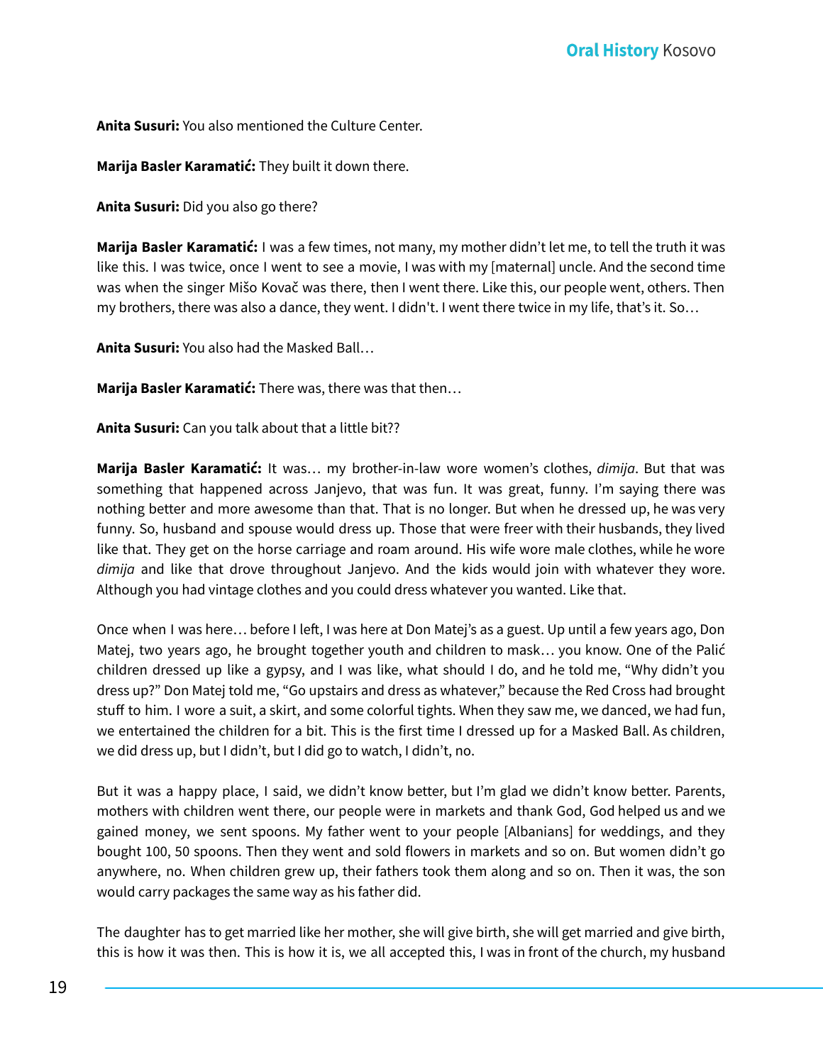**Anita Susuri:** You also mentioned the Culture Center.

**Marija Basler Karamatić:** They built it down there.

**Anita Susuri:** Did you also go there?

**Marija Basler Karamatić:** I was a few times, not many, my mother didn't let me, to tell the truth it was like this. I was twice, once I went to see a movie, I was with my [maternal] uncle. And the second time was when the singer Mišo Kovač was there, then I went there. Like this, our people went, others. Then my brothers, there was also a dance, they went. I didn't. I went there twice in my life, that's it. So…

**Anita Susuri:** You also had the Masked Ball…

**Marija Basler Karamatić:** There was, there was that then…

**Anita Susuri:** Can you talk about that a little bit??

**Marija Basler Karamatić:** It was… my brother-in-law wore women's clothes, *dimija*. But that was something that happened across Janjevo, that was fun. It was great, funny. I'm saying there was nothing better and more awesome than that. That is no longer. But when he dressed up, he was very funny. So, husband and spouse would dress up. Those that were freer with their husbands, they lived like that. They get on the horse carriage and roam around. His wife wore male clothes, while he wore *dimija* and like that drove throughout Janjevo. And the kids would join with whatever they wore. Although you had vintage clothes and you could dress whatever you wanted. Like that.

Once when I was here… before I left, I was here at Don Matej's as a guest. Up until a few years ago, Don Matej, two years ago, he brought together youth and children to mask… you know. One of the Palić children dressed up like a gypsy, and I was like, what should I do, and he told me, "Why didn't you dress up?" Don Matej told me, "Go upstairs and dress as whatever," because the Red Cross had brought stuff to him. I wore a suit, a skirt, and some colorful tights. When they saw me, we danced, we had fun, we entertained the children for a bit. This is the first time I dressed up for a Masked Ball. As children, we did dress up, but I didn't, but I did go to watch, I didn't, no.

But it was a happy place, I said, we didn't know better, but I'm glad we didn't know better. Parents, mothers with children went there, our people were in markets and thank God, God helped us and we gained money, we sent spoons. My father went to your people [Albanians] for weddings, and they bought 100, 50 spoons. Then they went and sold flowers in markets and so on. But women didn't go anywhere, no. When children grew up, their fathers took them along and so on. Then it was, the son would carry packages the same way as his father did.

The daughter has to get married like her mother, she will give birth, she will get married and give birth, this is how it was then. This is how it is, we all accepted this, I was in front of the church, my husband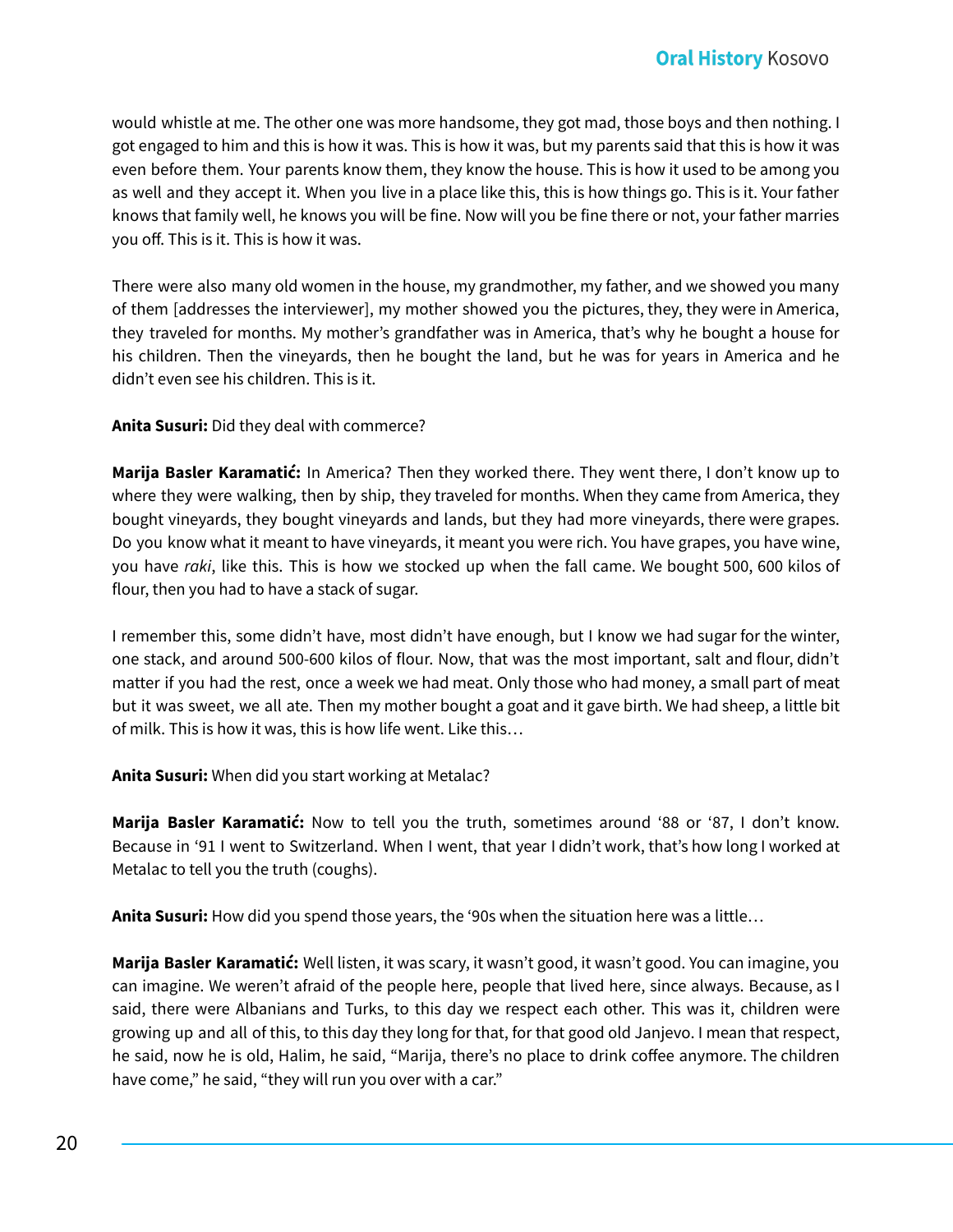would whistle at me. The other one was more handsome, they got mad, those boys and then nothing. I got engaged to him and this is how it was. This is how it was, but my parents said that this is how it was even before them. Your parents know them, they know the house. This is how it used to be among you as well and they accept it. When you live in a place like this, this is how things go. This is it. Your father knows that family well, he knows you will be fine. Now will you be fine there or not, your father marries you off. This is it. This is how it was.

There were also many old women in the house, my grandmother, my father, and we showed you many of them [addresses the interviewer], my mother showed you the pictures, they, they were in America, they traveled for months. My mother's grandfather was in America, that's why he bought a house for his children. Then the vineyards, then he bought the land, but he was for years in America and he didn't even see his children. This is it.

**Anita Susuri:** Did they deal with commerce?

**Marija Basler Karamatić:** In America? Then they worked there. They went there, I don't know up to where they were walking, then by ship, they traveled for months. When they came from America, they bought vineyards, they bought vineyards and lands, but they had more vineyards, there were grapes. Do you know what it meant to have vineyards, it meant you were rich. You have grapes, you have wine, you have *raki*, like this. This is how we stocked up when the fall came. We bought 500, 600 kilos of flour, then you had to have a stack of sugar.

I remember this, some didn't have, most didn't have enough, but I know we had sugar for the winter, one stack, and around 500-600 kilos of flour. Now, that was the most important, salt and flour, didn't matter if you had the rest, once a week we had meat. Only those who had money, a small part of meat but it was sweet, we all ate. Then my mother bought a goat and it gave birth. We had sheep, a little bit of milk. This is how it was, this is how life went. Like this…

**Anita Susuri:** When did you start working at Metalac?

**Marija Basler Karamatić:** Now to tell you the truth, sometimes around '88 or '87, I don't know. Because in '91 I went to Switzerland. When I went, that year I didn't work, that's how long I worked at Metalac to tell you the truth (coughs).

**Anita Susuri:** How did you spend those years, the '90s when the situation here was a little…

**Marija Basler Karamatić:** Well listen, it was scary, it wasn't good, it wasn't good. You can imagine, you can imagine. We weren't afraid of the people here, people that lived here, since always. Because, as I said, there were Albanians and Turks, to this day we respect each other. This was it, children were growing up and all of this, to this day they long for that, for that good old Janjevo. I mean that respect, he said, now he is old, Halim, he said, "Marija, there's no place to drink coffee anymore. The children have come," he said, "they will run you over with a car."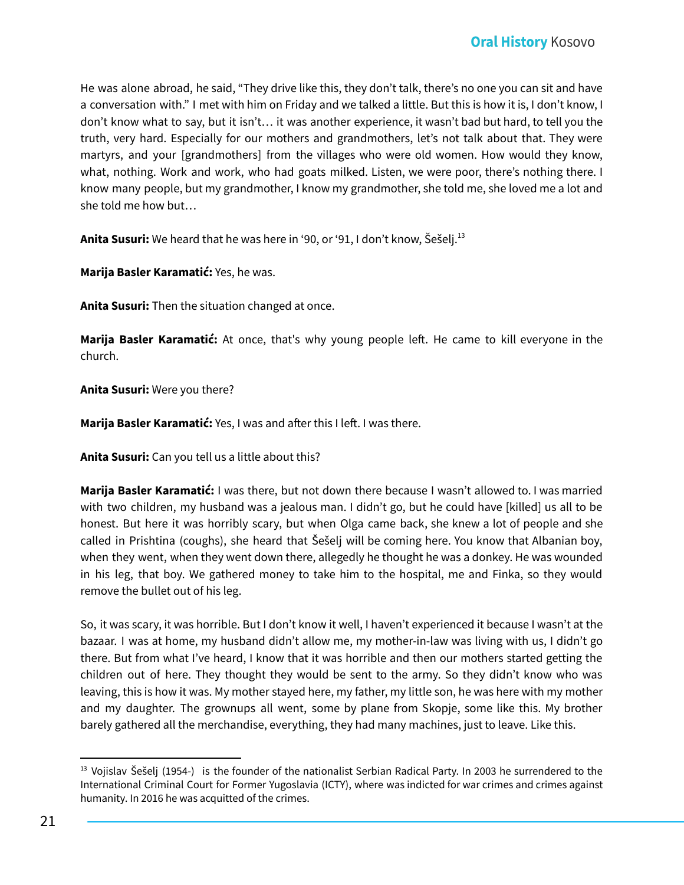He was alone abroad, he said, "They drive like this, they don't talk, there's no one you can sit and have a conversation with." I met with him on Friday and we talked a little. But this is how it is, I don't know, I don't know what to say, but it isn't… it was another experience, it wasn't bad but hard, to tell you the truth, very hard. Especially for our mothers and grandmothers, let's not talk about that. They were martyrs, and your [grandmothers] from the villages who were old women. How would they know, what, nothing. Work and work, who had goats milked. Listen, we were poor, there's nothing there. I know many people, but my grandmother, I know my grandmother, she told me, she loved me a lot and she told me how but…

**Anita Susuri:** We heard that he was here in '90, or '91, I don't know, Šešelj.[13]

**Marija Basler Karamatić:** Yes, he was.

**Anita Susuri:** Then the situation changed at once.

**Marija Basler Karamatić:** At once, that's why young people left. He came to kill everyone in the church.

**Anita Susuri:** Were you there?

**Marija Basler Karamatić:** Yes, I was and after this I left. I was there.

**Anita Susuri:** Can you tell us a little about this?

**Marija Basler Karamatić:** I was there, but not down there because I wasn't allowed to. I was married with two children, my husband was a jealous man. I didn't go, but he could have [killed] us all to be honest. But here it was horribly scary, but when Olga came back, she knew a lot of people and she called in Prishtina (coughs), she heard that Šešelj will be coming here. You know that Albanian boy, when they went, when they went down there, allegedly he thought he was a donkey. He was wounded in his leg, that boy. We gathered money to take him to the hospital, me and Finka, so they would remove the bullet out of his leg.

So, it was scary, it was horrible. But I don't know it well, I haven't experienced it because I wasn't at the bazaar. I was at home, my husband didn't allow me, my mother-in-law was living with us, I didn't go there. But from what I've heard, I know that it was horrible and then our mothers started getting the children out of here. They thought they would be sent to the army. So they didn't know who was leaving, this is how it was. My mother stayed here, my father, my little son, he was here with my mother and my daughter. The grownups all went, some by plane from Skopje, some like this. My brother barely gathered all the merchandise, everything, they had many machines, just to leave. Like this.

---

[13] Vojislav Šešelj (1954-) is the founder of the nationalist Serbian Radical Party. In 2003 he surrendered to the International Criminal Court for Former Yugoslavia (ICTY), where was indicted for war crimes and crimes against humanity. In 2016 he was acquitted of the crimes.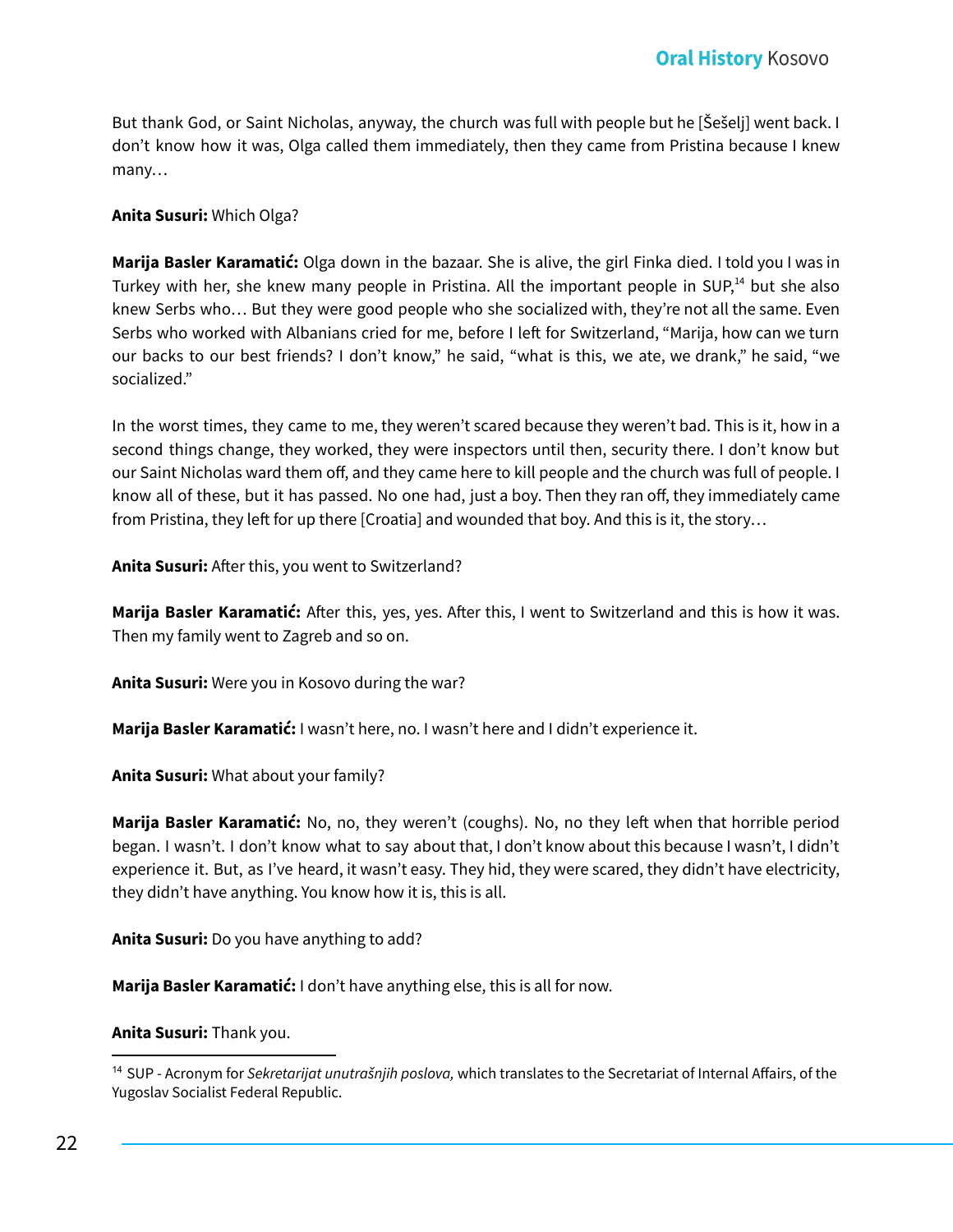But thank God, or Saint Nicholas, anyway, the church was full with people but he [Šešelj] went back. I don't know how it was, Olga called them immediately, then they came from Pristina because I knew many…

**Anita Susuri:** Which Olga?

**Marija Basler Karamatić:** Olga down in the bazaar. She is alive, the girl Finka died. I told you I was in Turkey with her, she knew many people in Pristina. All the important people in SUP,[14] but she also knew Serbs who… But they were good people who she socialized with, they're not all the same. Even Serbs who worked with Albanians cried for me, before I left for Switzerland, "Marija, how can we turn our backs to our best friends? I don't know," he said, "what is this, we ate, we drank," he said, "we socialized."

In the worst times, they came to me, they weren't scared because they weren't bad. This is it, how in a second things change, they worked, they were inspectors until then, security there. I don't know but our Saint Nicholas ward them off, and they came here to kill people and the church was full of people. I know all of these, but it has passed. No one had, just a boy. Then they ran off, they immediately came from Pristina, they left for up there [Croatia] and wounded that boy. And this is it, the story…

**Anita Susuri:** After this, you went to Switzerland?

**Marija Basler Karamatić:** After this, yes, yes. After this, I went to Switzerland and this is how it was. Then my family went to Zagreb and so on.

**Anita Susuri:** Were you in Kosovo during the war?

**Marija Basler Karamatić:** I wasn't here, no. I wasn't here and I didn't experience it.

**Anita Susuri:** What about your family?

**Marija Basler Karamatić:** No, no, they weren't (coughs). No, no they left when that horrible period began. I wasn't. I don't know what to say about that, I don't know about this because I wasn't, I didn't experience it. But, as I've heard, it wasn't easy. They hid, they were scared, they didn't have electricity, they didn't have anything. You know how it is, this is all.

**Anita Susuri:** Do you have anything to add?

**Marija Basler Karamatić:** I don't have anything else, this is all for now.

**Anita Susuri:** Thank you.

---

[14] SUP - Acronym for *Sekretarijat unutrašnjih poslova,* which translates to the Secretariat of Internal Affairs, of the Yugoslav Socialist Federal Republic.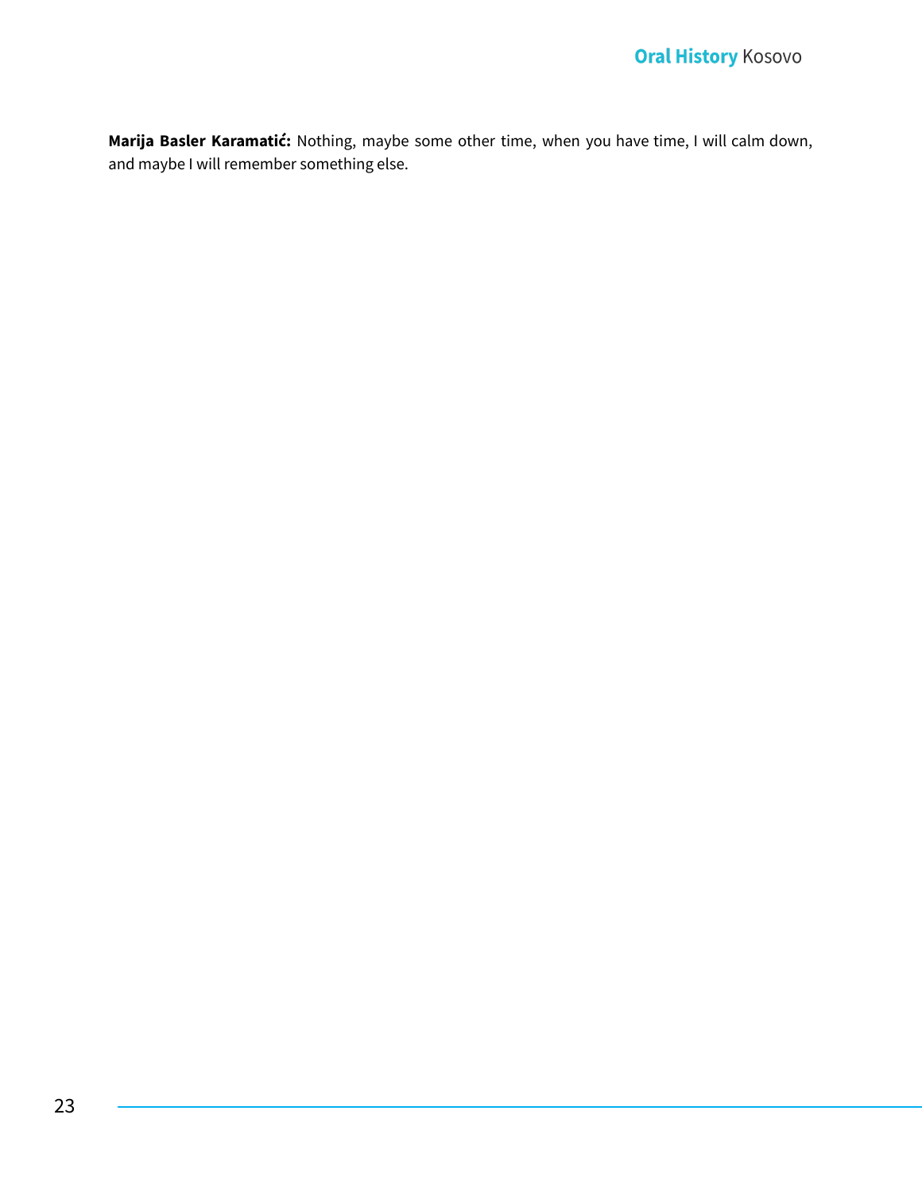**Marija Basler Karamatić:** Nothing, maybe some other time, when you have time, I will calm down, and maybe I will remember something else.